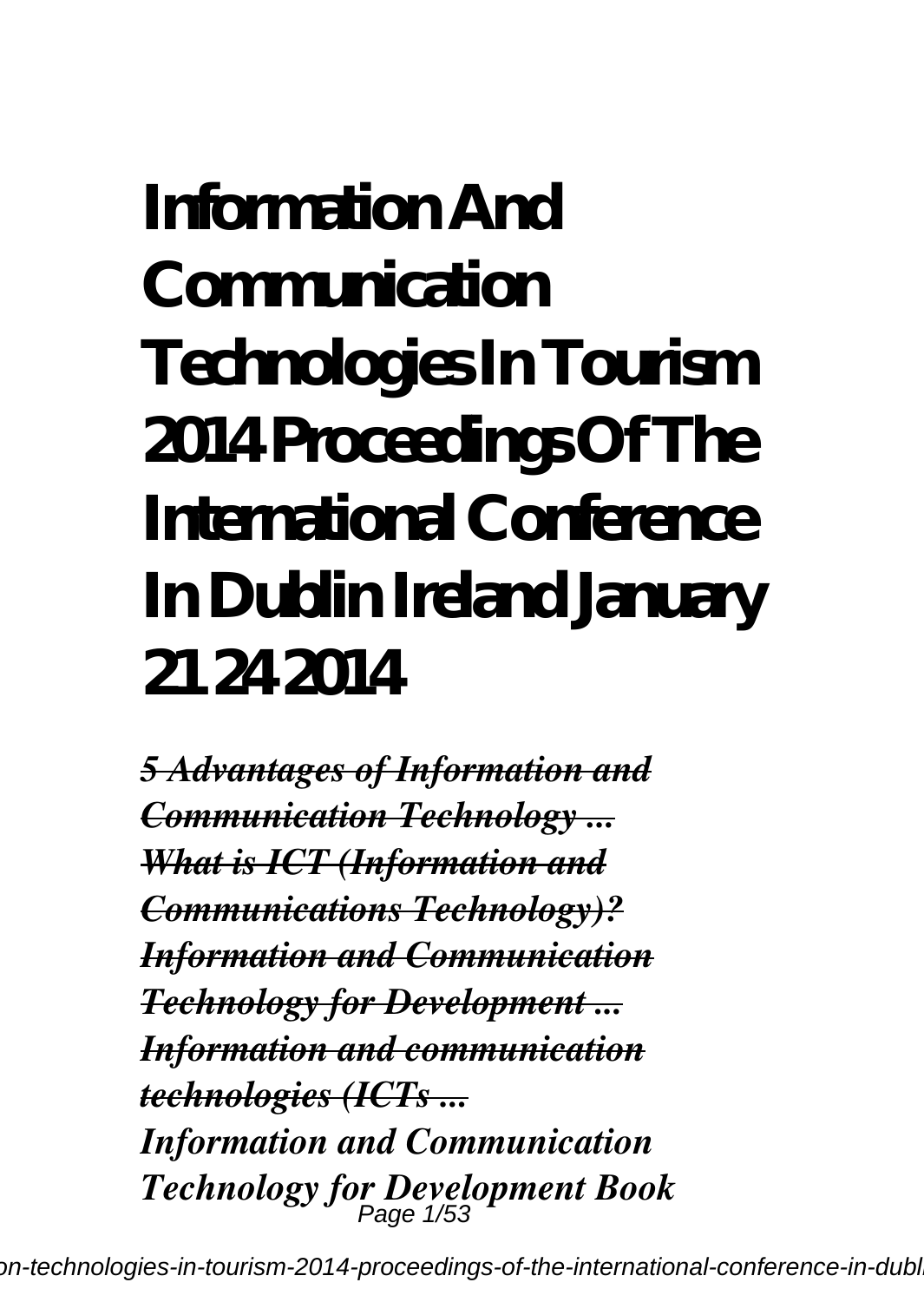# Information And Communication Technologies In Tourism 2014 Proceedings Of The International Conference In Dublin Ireland January 21 24 2014

***~~5 Advantages of Information and Communication Technology ...~~***
***~~What is ICT (Information and Communications Technology)?~~***
***~~Information and Communication Technology for Development ...~~***
***~~Information and communication technologies (ICTs ...~~***
***Information and Communication Technology for Development Book***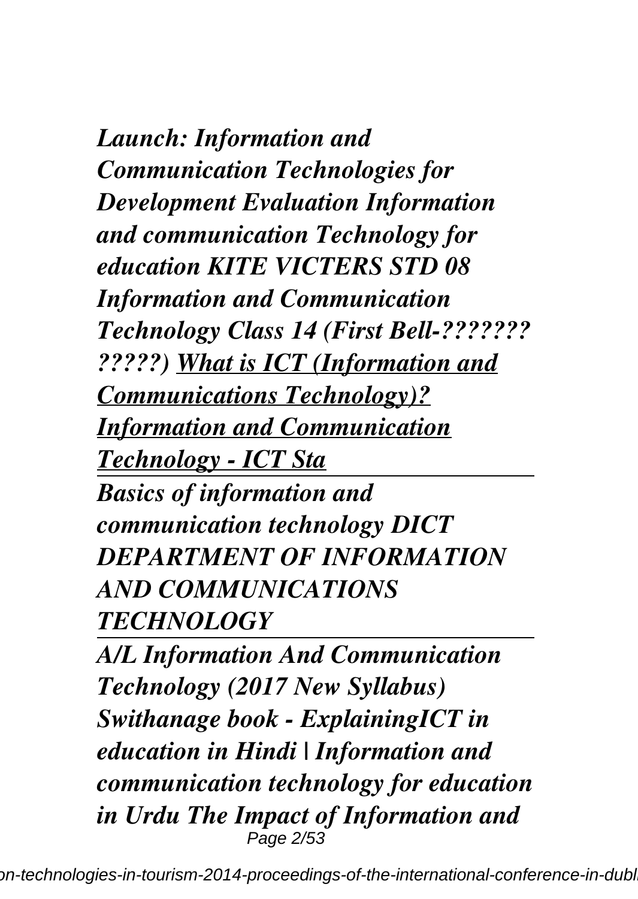*Launch: Information and Communication Technologies for Development Evaluation Information and communication Technology for education KITE VICTERS STD 08 Information and Communication Technology Class 14 (First Bell-??????? ?????)* ***What is ICT (Information and Communications Technology)? Information and Communication Technology - ICT Sta***

---

***Basics of information and communication technology DICT DEPARTMENT OF INFORMATION AND COMMUNICATIONS TECHNOLOGY***

---

***A/L Information And Communication Technology (2017 New Syllabus) Swithanage book - ExplainingICT in education in Hindi | Information and communication technology for education in Urdu The Impact of Information and***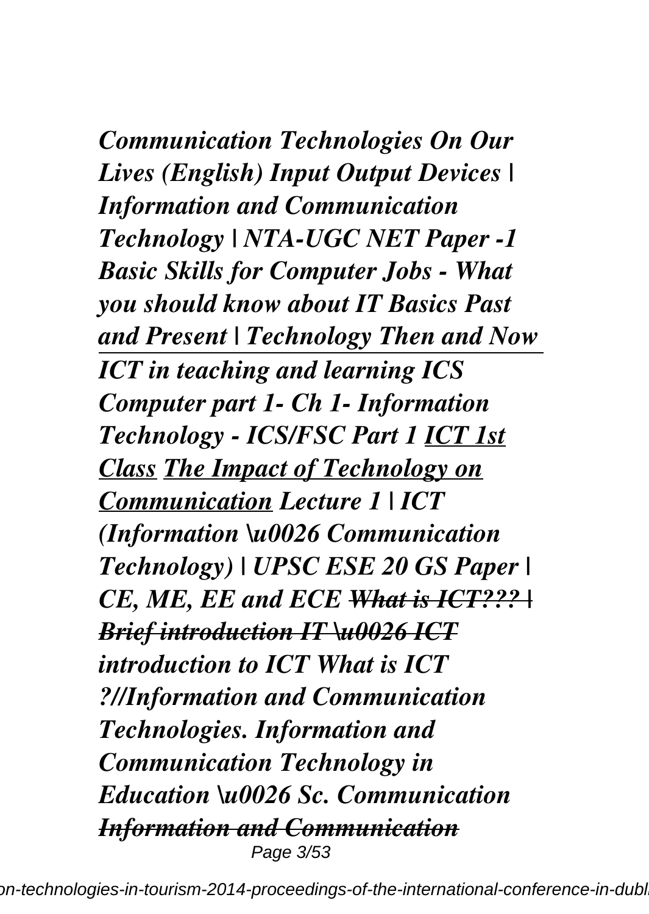*Communication Technologies On Our Lives (English) Input Output Devices | Information and Communication Technology | NTA-UGC NET Paper -1 Basic Skills for Computer Jobs - What you should know about IT Basics Past and Present | Technology Then and Now ICT in teaching and learning ICS Computer part 1- Ch 1- Information Technology - ICS/FSC Part 1 ICT 1st Class The Impact of Technology on Communication Lecture 1 | ICT (Information \u0026 Communication Technology) | UPSC ESE 20 GS Paper | CE, ME, EE and ECE ~~What is ICT??? | Brief introduction IT \u0026 ICT~~ introduction to ICT What is ICT ?//Information and Communication Technologies. Information and Communication Technology in Education \u0026 Sc. Communication ~~Information and Communication~~*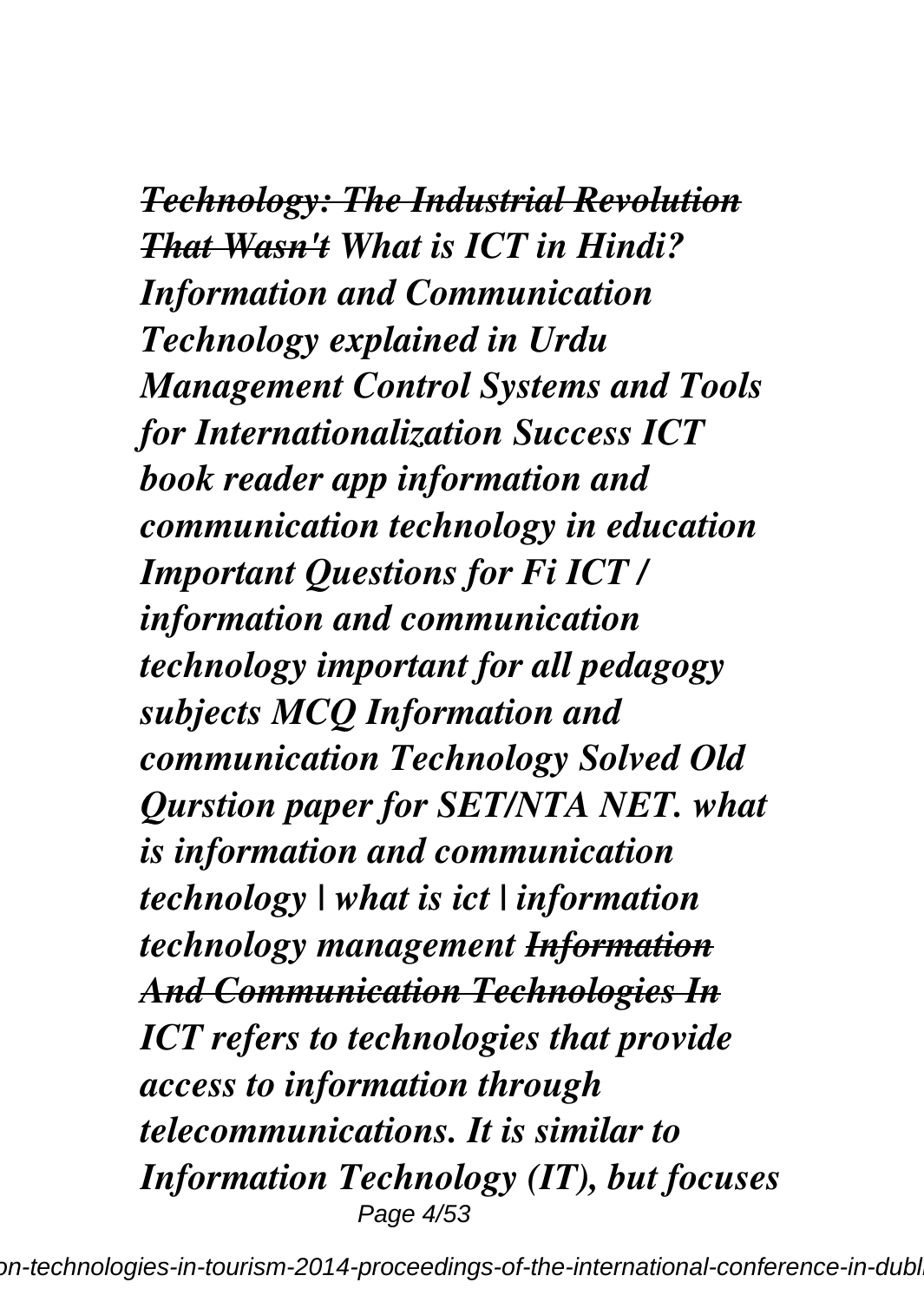***~~Technology: The Industrial Revolution That Wasn't~~*** ***What is ICT in Hindi? Information and Communication Technology explained in Urdu Management Control Systems and Tools for Internationalization Success ICT book reader app information and communication technology in education Important Questions for Fi ICT / information and communication technology important for all pedagogy subjects MCQ Information and communication Technology Solved Old Qurstion paper for SET/NTA NET. what is information and communication technology | what is ict | information technology management*** ***~~Information And Communication Technologies In~~*** ***ICT refers to technologies that provide access to information through telecommunications. It is similar to Information Technology (IT), but focuses***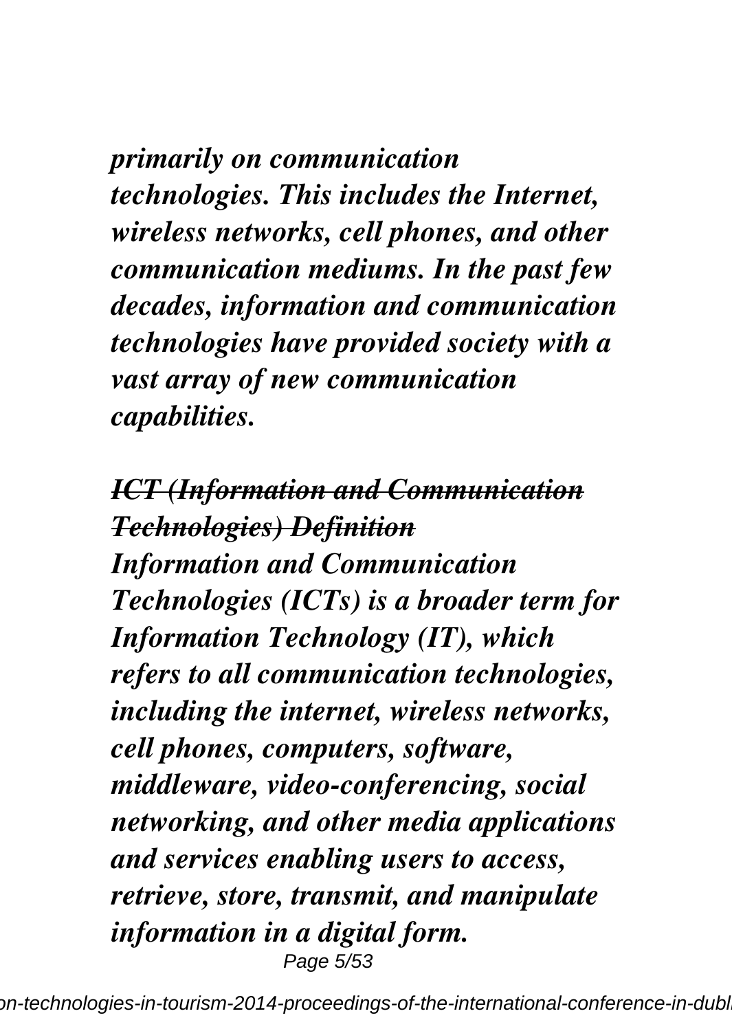*primarily on communication technologies. This includes the Internet, wireless networks, cell phones, and other communication mediums. In the past few decades, information and communication technologies have provided society with a vast array of new communication capabilities.*

***~~ICT (Information and Communication Technologies) Definition~~***

***Information and Communication Technologies (ICTs) is a broader term for Information Technology (IT), which refers to all communication technologies, including the internet, wireless networks, cell phones, computers, software, middleware, video-conferencing, social networking, and other media applications and services enabling users to access, retrieve, store, transmit, and manipulate information in a digital form.***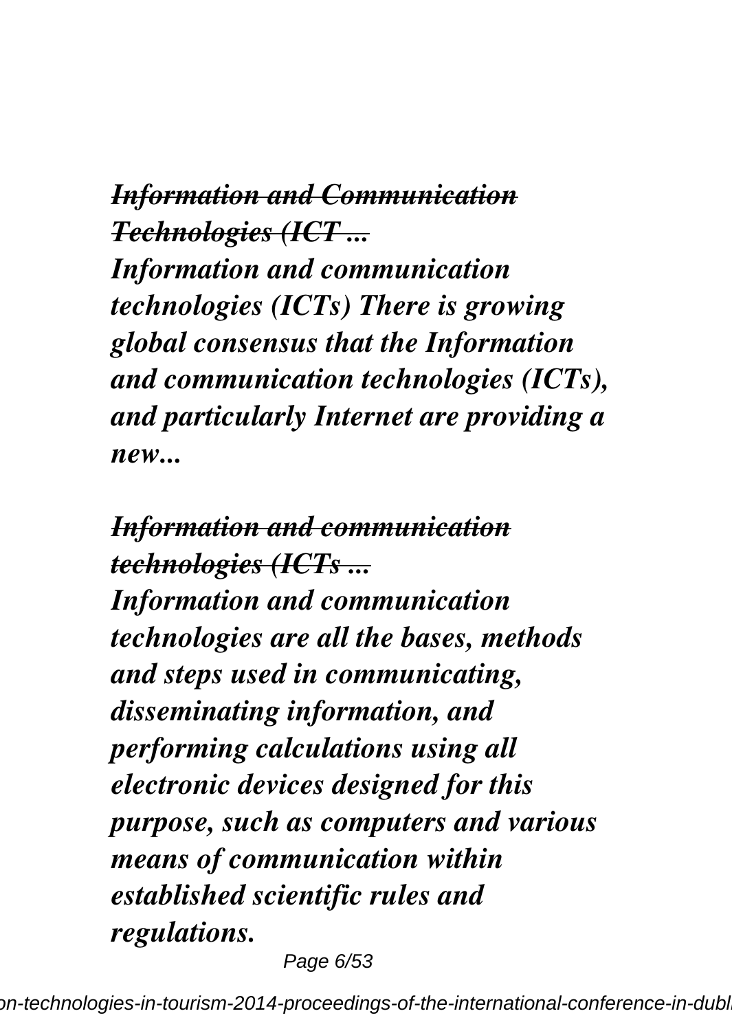### *~~Information and Communication Technologies (ICT ...~~*

***Information and communication technologies (ICTs) There is growing global consensus that the Information and communication technologies (ICTs), and particularly Internet are providing a new...***

### *~~Information and communication technologies (ICTs ...~~*

***Information and communication technologies are all the bases, methods and steps used in communicating, disseminating information, and performing calculations using all electronic devices designed for this purpose, such as computers and various means of communication within established scientific rules and regulations.***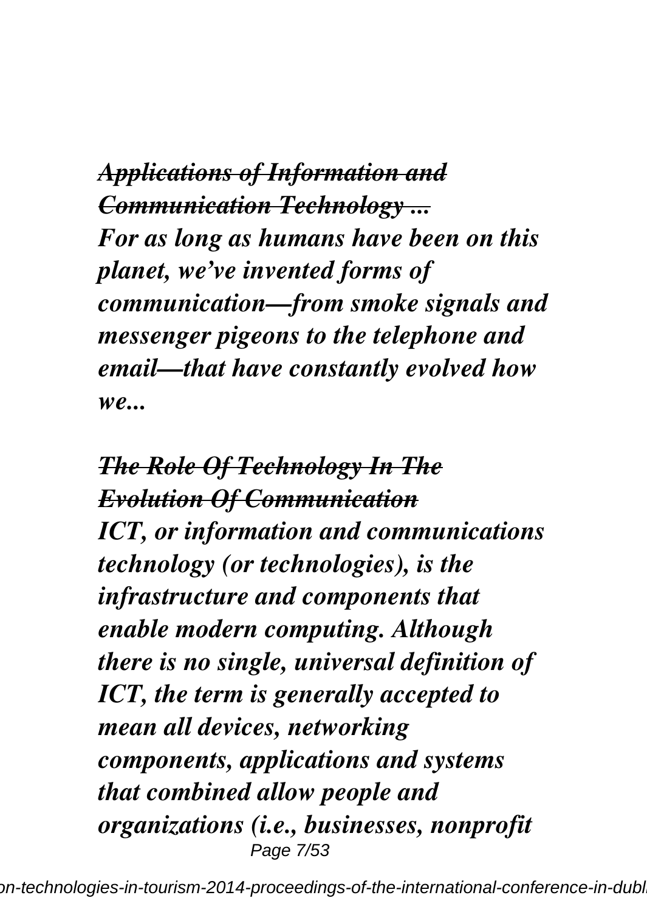***Applications of Information and Communication Technology ...***

*For as long as humans have been on this planet, we've invented forms of communication—from smoke signals and messenger pigeons to the telephone and email—that have constantly evolved how we...*

***The Role Of Technology In The Evolution Of Communication***

*ICT, or information and communications technology (or technologies), is the infrastructure and components that enable modern computing. Although there is no single, universal definition of ICT, the term is generally accepted to mean all devices, networking components, applications and systems that combined allow people and organizations (i.e., businesses, nonprofit*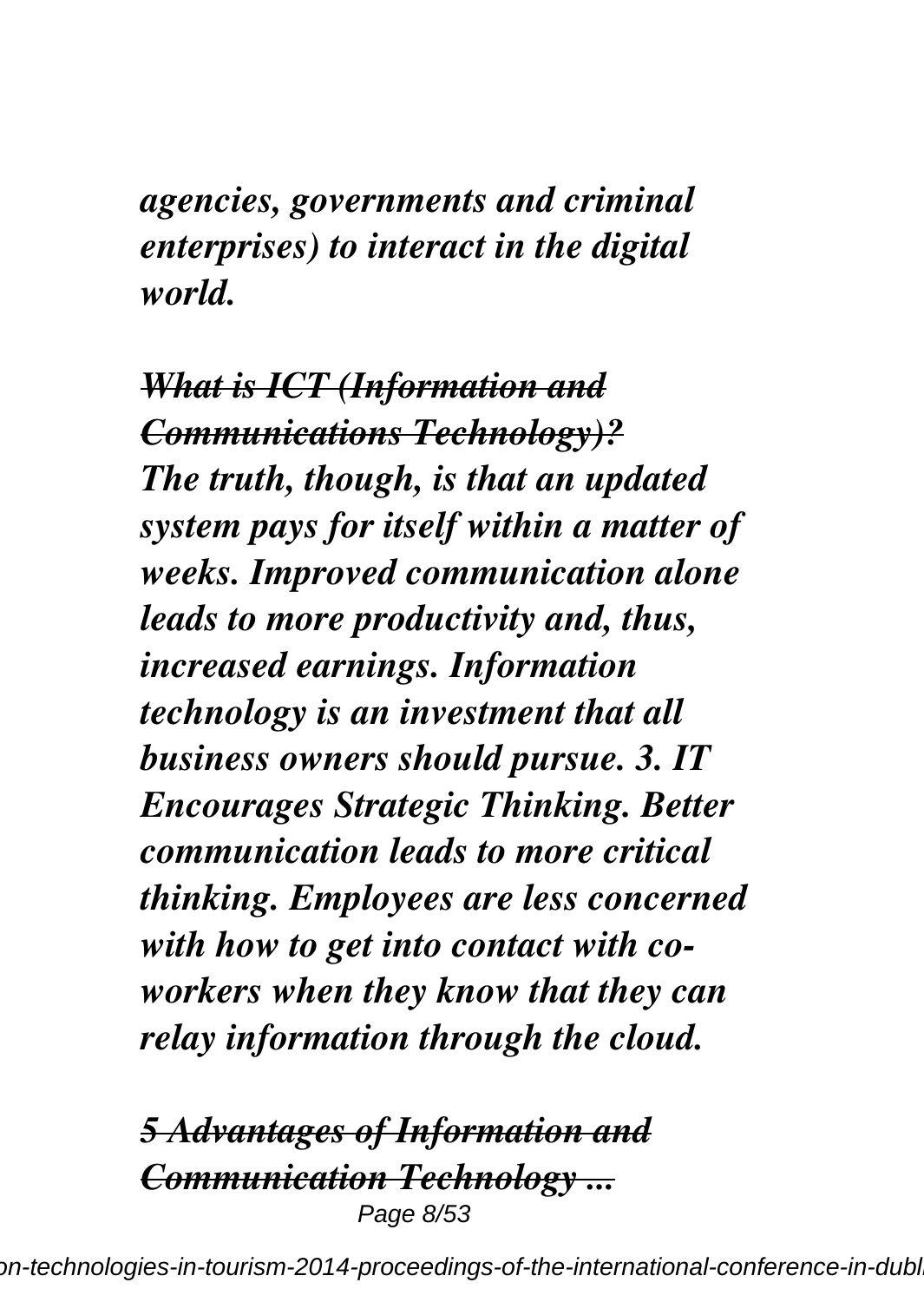*agencies, governments and criminal enterprises) to interact in the digital world.*

***~~What is ICT (Information and Communications Technology)?~~***

***The truth, though, is that an updated system pays for itself within a matter of weeks. Improved communication alone leads to more productivity and, thus, increased earnings. Information technology is an investment that all business owners should pursue. 3. IT Encourages Strategic Thinking. Better communication leads to more critical thinking. Employees are less concerned with how to get into contact with co-workers when they know that they can relay information through the cloud.***

***~~5 Advantages of Information and Communication Technology ...~~***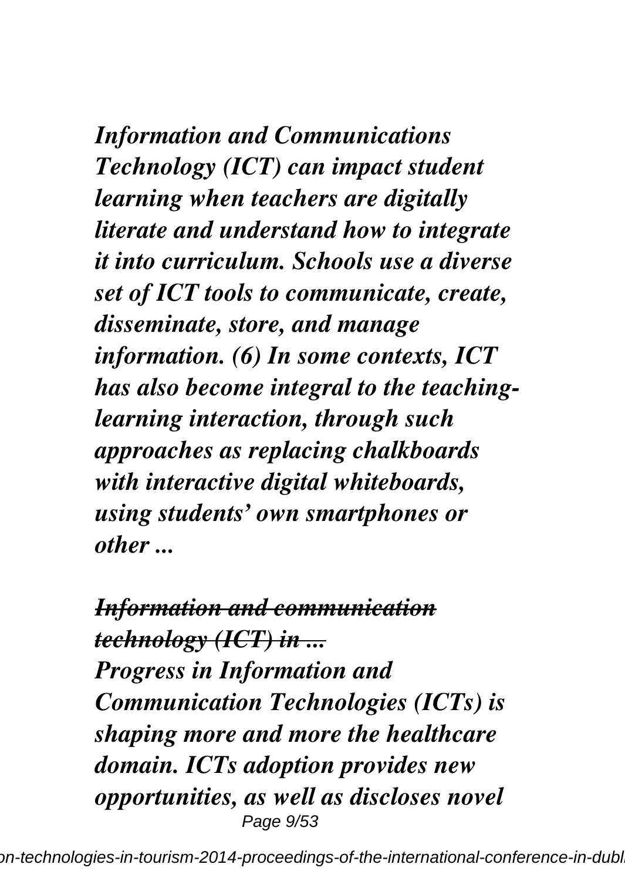*Information and Communications Technology (ICT) can impact student learning when teachers are digitally literate and understand how to integrate it into curriculum. Schools use a diverse set of ICT tools to communicate, create, disseminate, store, and manage information. (6) In some contexts, ICT has also become integral to the teaching-learning interaction, through such approaches as replacing chalkboards with interactive digital whiteboards, using students' own smartphones or other ...*

## *~~Information and communication technology (ICT) in ...~~*

*Progress in Information and Communication Technologies (ICTs) is shaping more and more the healthcare domain. ICTs adoption provides new opportunities, as well as discloses novel*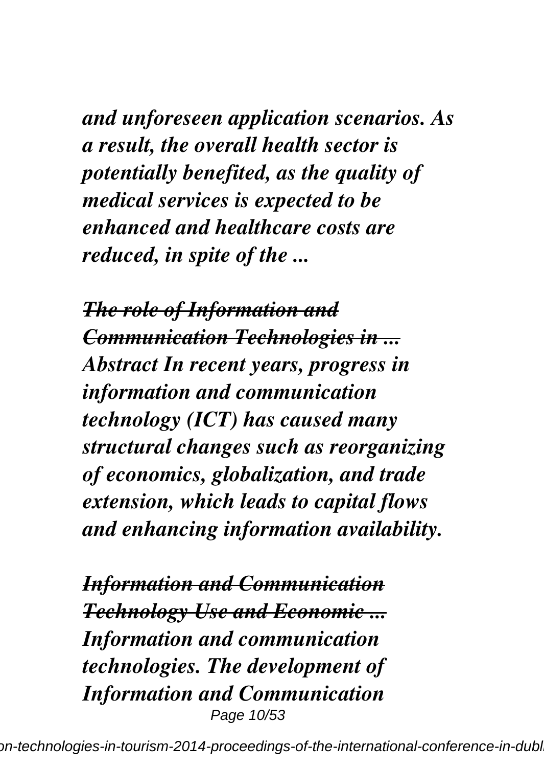***and unforeseen application scenarios. As a result, the overall health sector is potentially benefited, as the quality of medical services is expected to be enhanced and healthcare costs are reduced, in spite of the ...***

***~~The role of Information and Communication Technologies in ...~~***
***Abstract In recent years, progress in information and communication technology (ICT) has caused many structural changes such as reorganizing of economics, globalization, and trade extension, which leads to capital flows and enhancing information availability.***

***~~Information and Communication Technology Use and Economic ...~~***
***Information and communication technologies. The development of Information and Communication***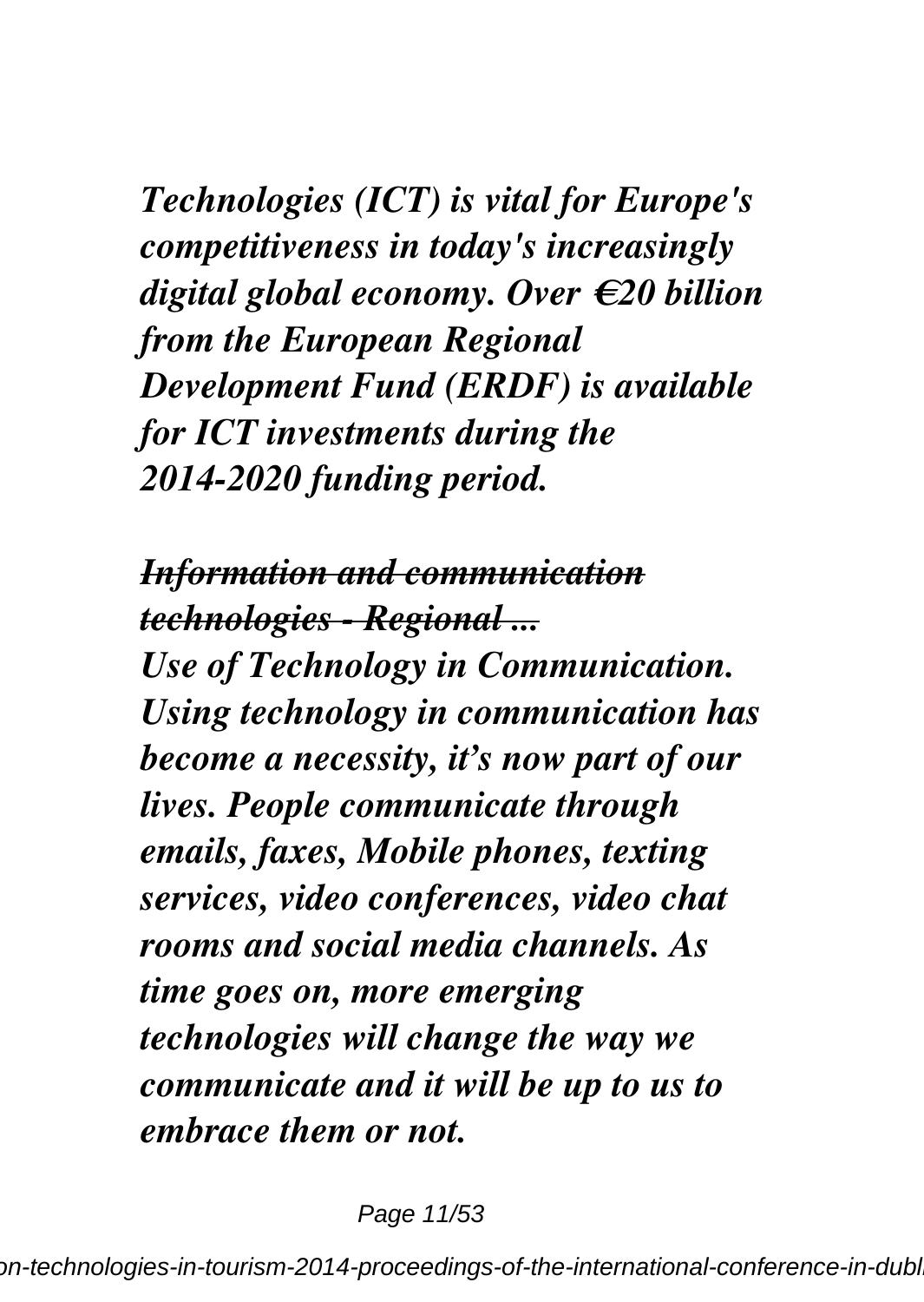*Technologies (ICT) is vital for Europe's competitiveness in today's increasingly digital global economy. Over €20 billion from the European Regional Development Fund (ERDF) is available for ICT investments during the 2014-2020 funding period.*

***~~Information and communication technologies - Regional ...~~***

***Use of Technology in Communication. Using technology in communication has become a necessity, it's now part of our lives. People communicate through emails, faxes, Mobile phones, texting services, video conferences, video chat rooms and social media channels. As time goes on, more emerging technologies will change the way we communicate and it will be up to us to embrace them or not.***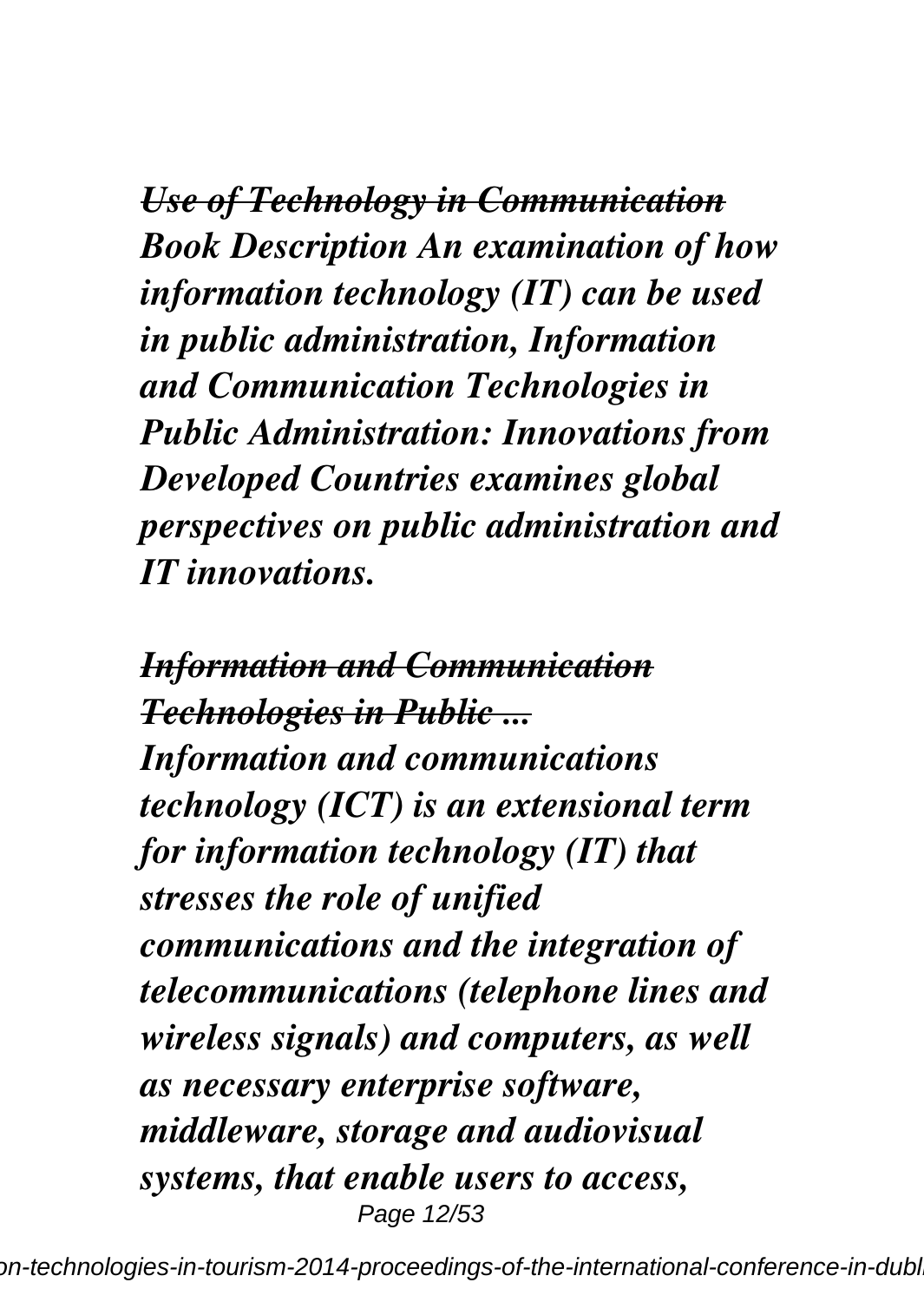***~~Use of Technology in Communication~~***

***Book Description An examination of how information technology (IT) can be used in public administration, Information and Communication Technologies in Public Administration: Innovations from Developed Countries examines global perspectives on public administration and IT innovations.***

***~~Information and Communication Technologies in Public ...~~***

***Information and communications technology (ICT) is an extensional term for information technology (IT) that stresses the role of unified communications and the integration of telecommunications (telephone lines and wireless signals) and computers, as well as necessary enterprise software, middleware, storage and audiovisual systems, that enable users to access,***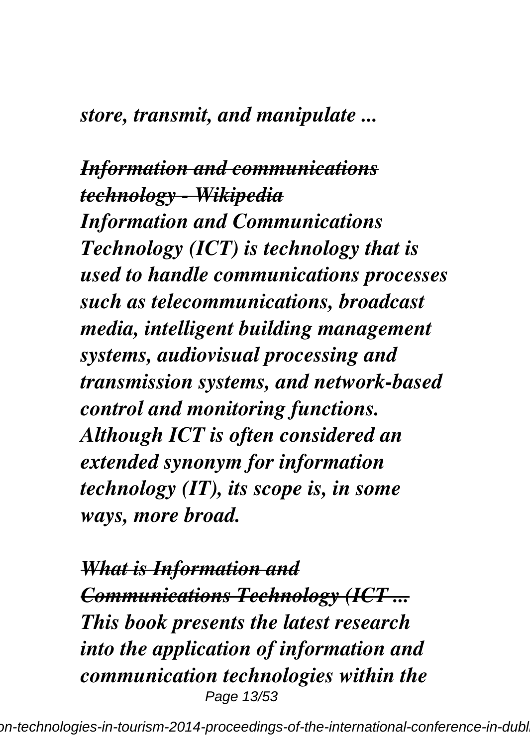*store, transmit, and manipulate ...*

***~~Information and communications technology - Wikipedia~~***

***Information and Communications Technology (ICT) is technology that is used to handle communications processes such as telecommunications, broadcast media, intelligent building management systems, audiovisual processing and transmission systems, and network-based control and monitoring functions. Although ICT is often considered an extended synonym for information technology (IT), its scope is, in some ways, more broad.***

***~~What is Information and Communications Technology (ICT ...~~***

***This book presents the latest research into the application of information and communication technologies within the***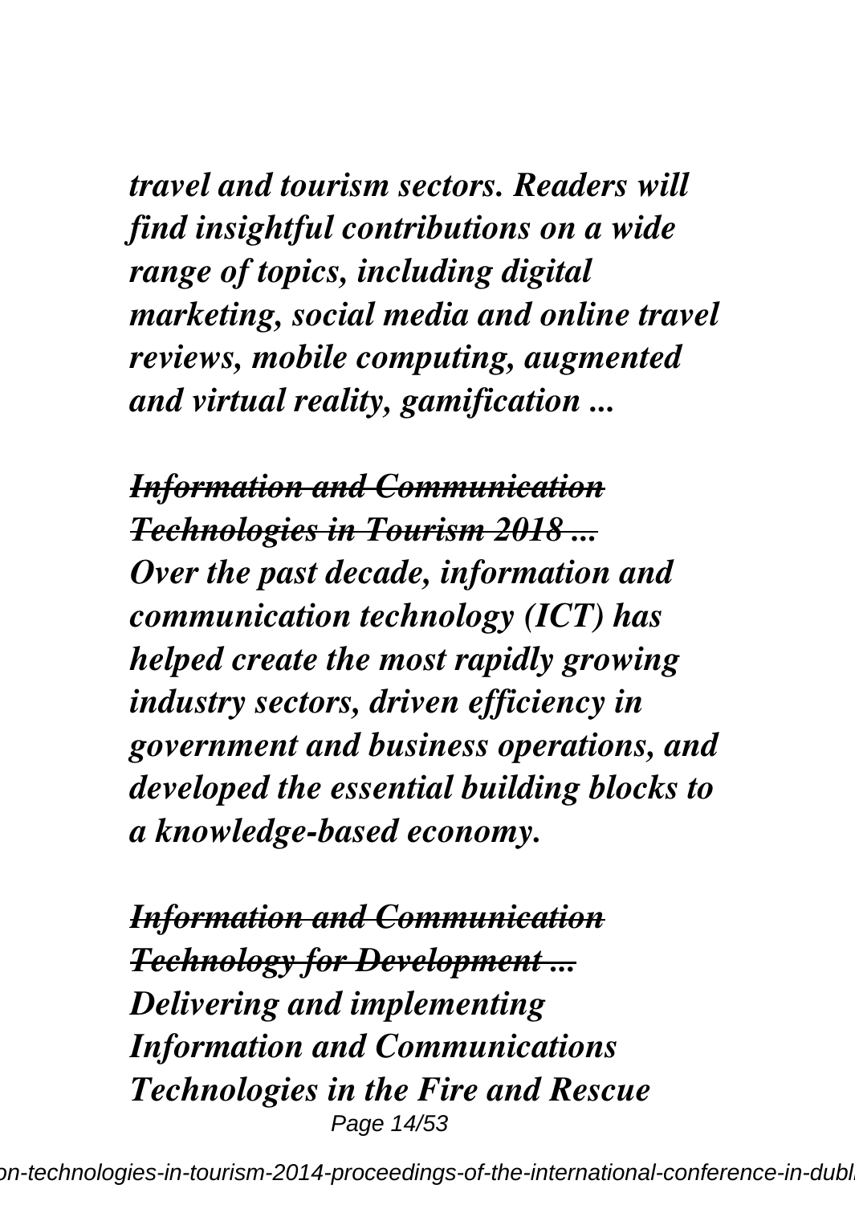*travel and tourism sectors. Readers will find insightful contributions on a wide range of topics, including digital marketing, social media and online travel reviews, mobile computing, augmented and virtual reality, gamification ...*

***~~Information and Communication Technologies in Tourism 2018 ...~~***

***Over the past decade, information and communication technology (ICT) has helped create the most rapidly growing industry sectors, driven efficiency in government and business operations, and developed the essential building blocks to a knowledge-based economy.***

***~~Information and Communication Technology for Development ...~~***

***Delivering and implementing Information and Communications Technologies in the Fire and Rescue***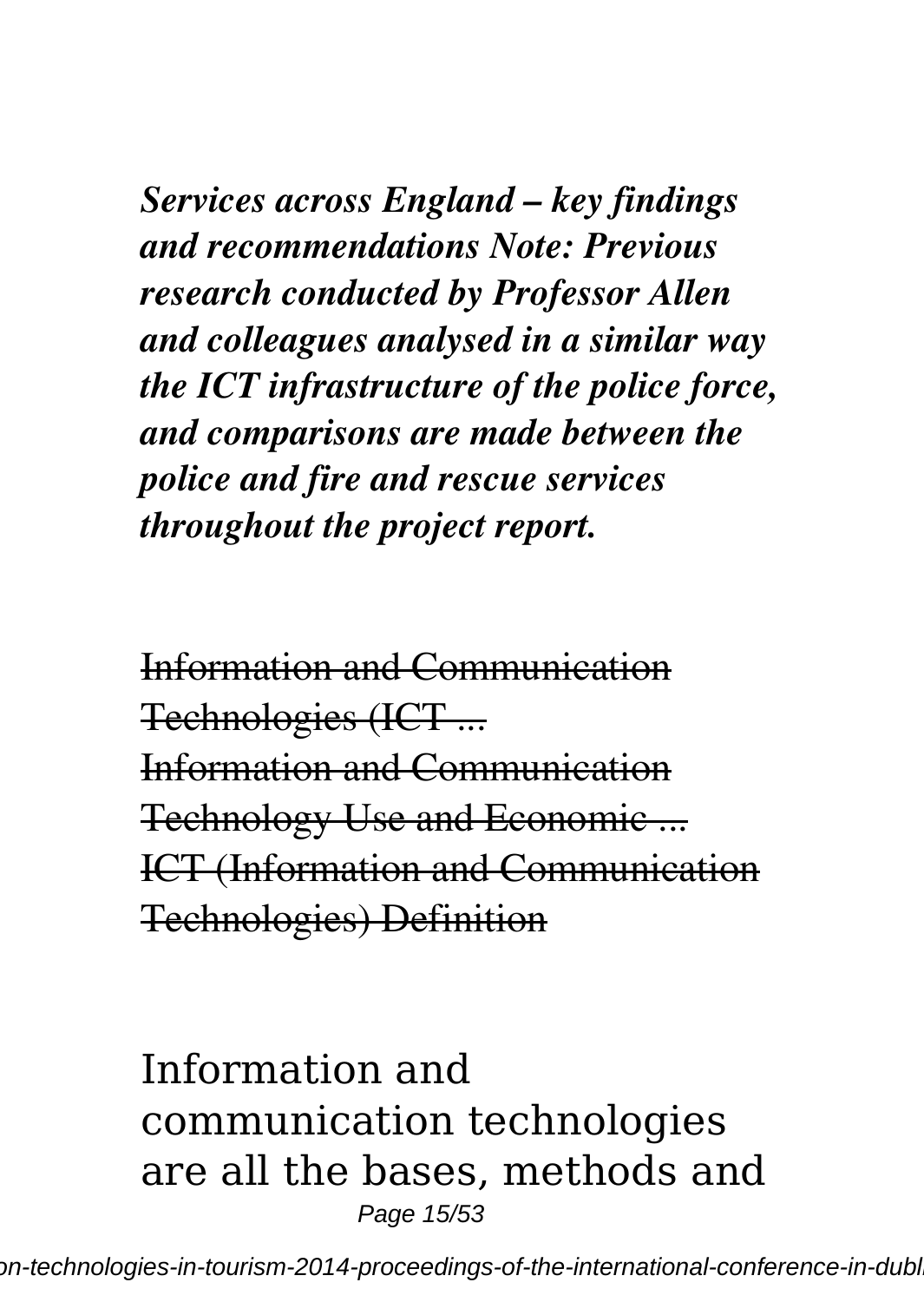***Services across England – key findings and recommendations Note: Previous research conducted by Professor Allen and colleagues analysed in a similar way the ICT infrastructure of the police force, and comparisons are made between the police and fire and rescue services throughout the project report.***

~~Information and Communication Technologies (ICT ...~~
~~Information and Communication Technology Use and Economic ...~~
~~ICT (Information and Communication Technologies) Definition~~

Information and communication technologies are all the bases, methods and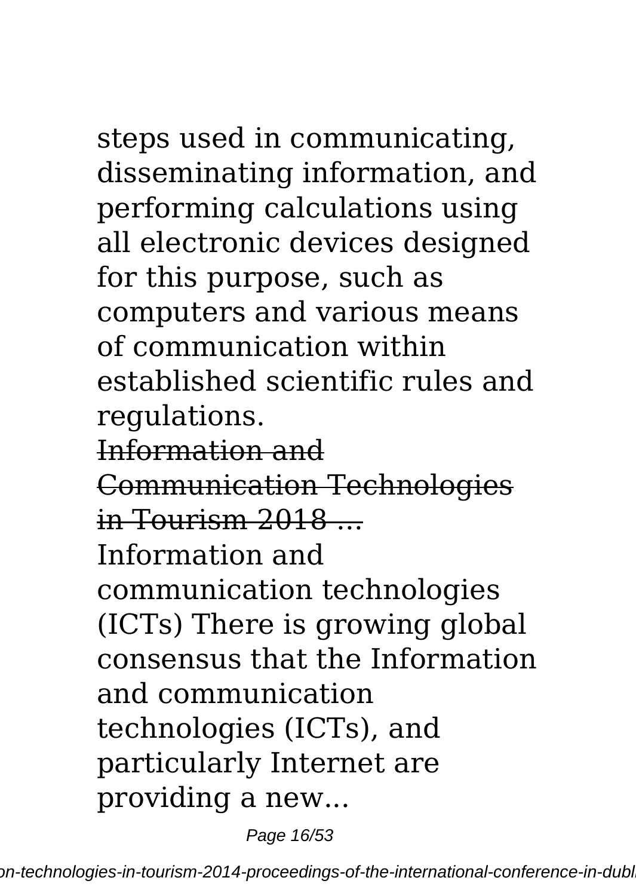steps used in communicating, disseminating information, and performing calculations using all electronic devices designed for this purpose, such as computers and various means of communication within established scientific rules and regulations.

~~Information and Communication Technologies in Tourism 2018 ...~~

Information and communication technologies (ICTs) There is growing global consensus that the Information and communication technologies (ICTs), and particularly Internet are providing a new...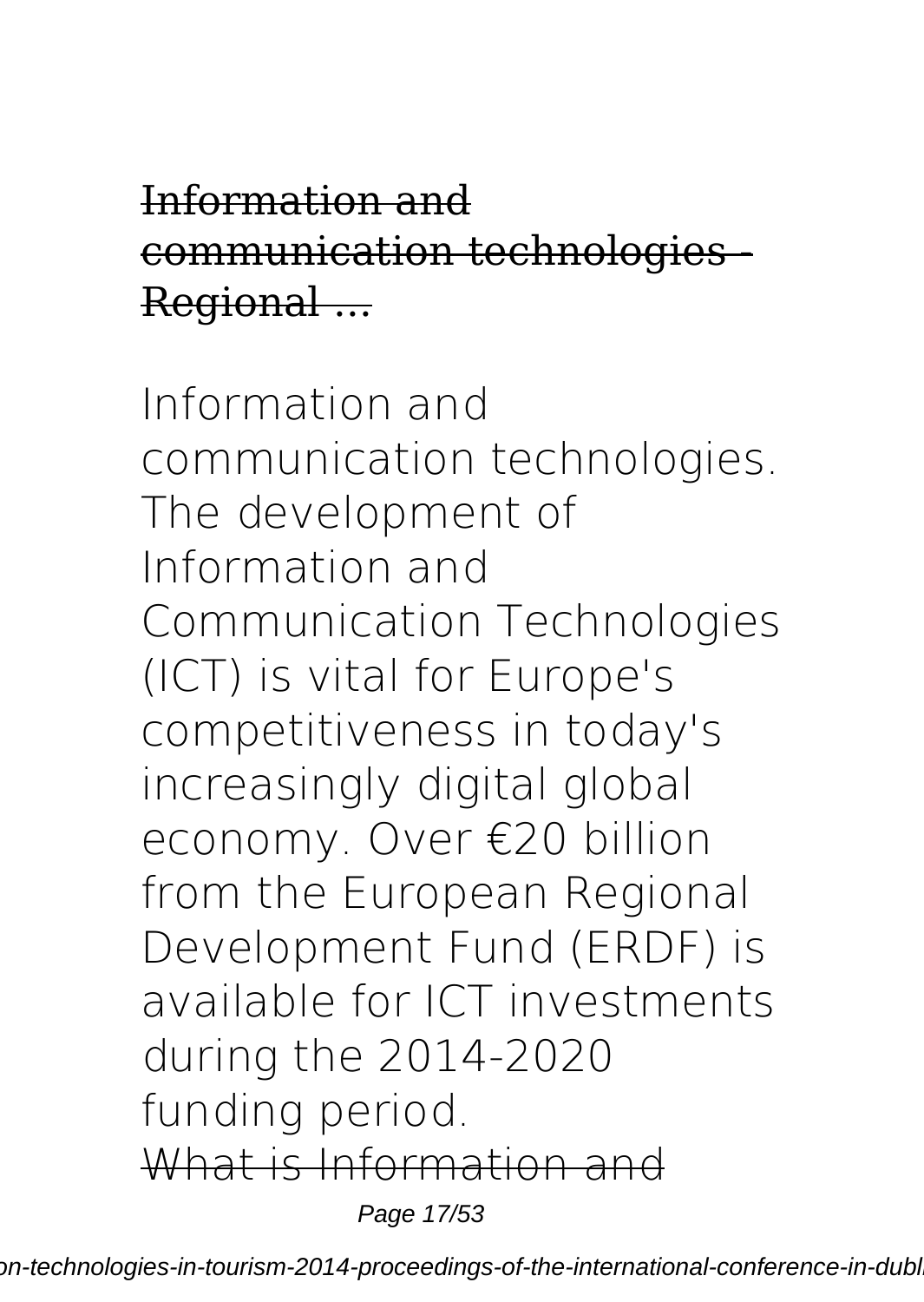## Information and communication technologies - Regional ...

Information and communication technologies. The development of Information and Communication Technologies (ICT) is vital for Europe's competitiveness in today's increasingly digital global economy. Over €20 billion from the European Regional Development Fund (ERDF) is available for ICT investments during the 2014-2020 funding period.

## What is Information and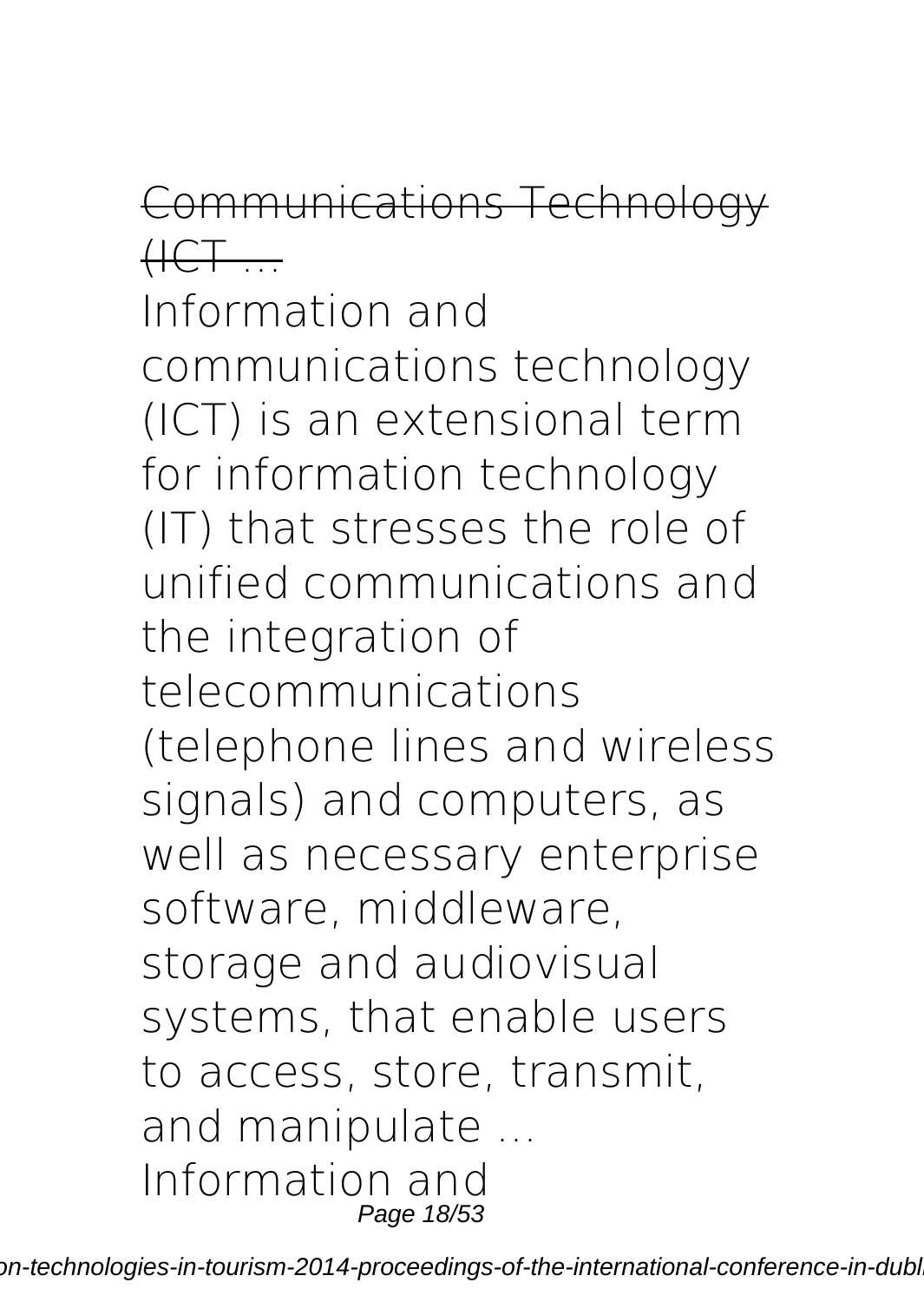~~Communications Technology (ICT ...~~

Information and communications technology (ICT) is an extensional term for information technology (IT) that stresses the role of unified communications and the integration of telecommunications (telephone lines and wireless signals) and computers, as well as necessary enterprise software, middleware, storage and audiovisual systems, that enable users to access, store, transmit, and manipulate ...

Information and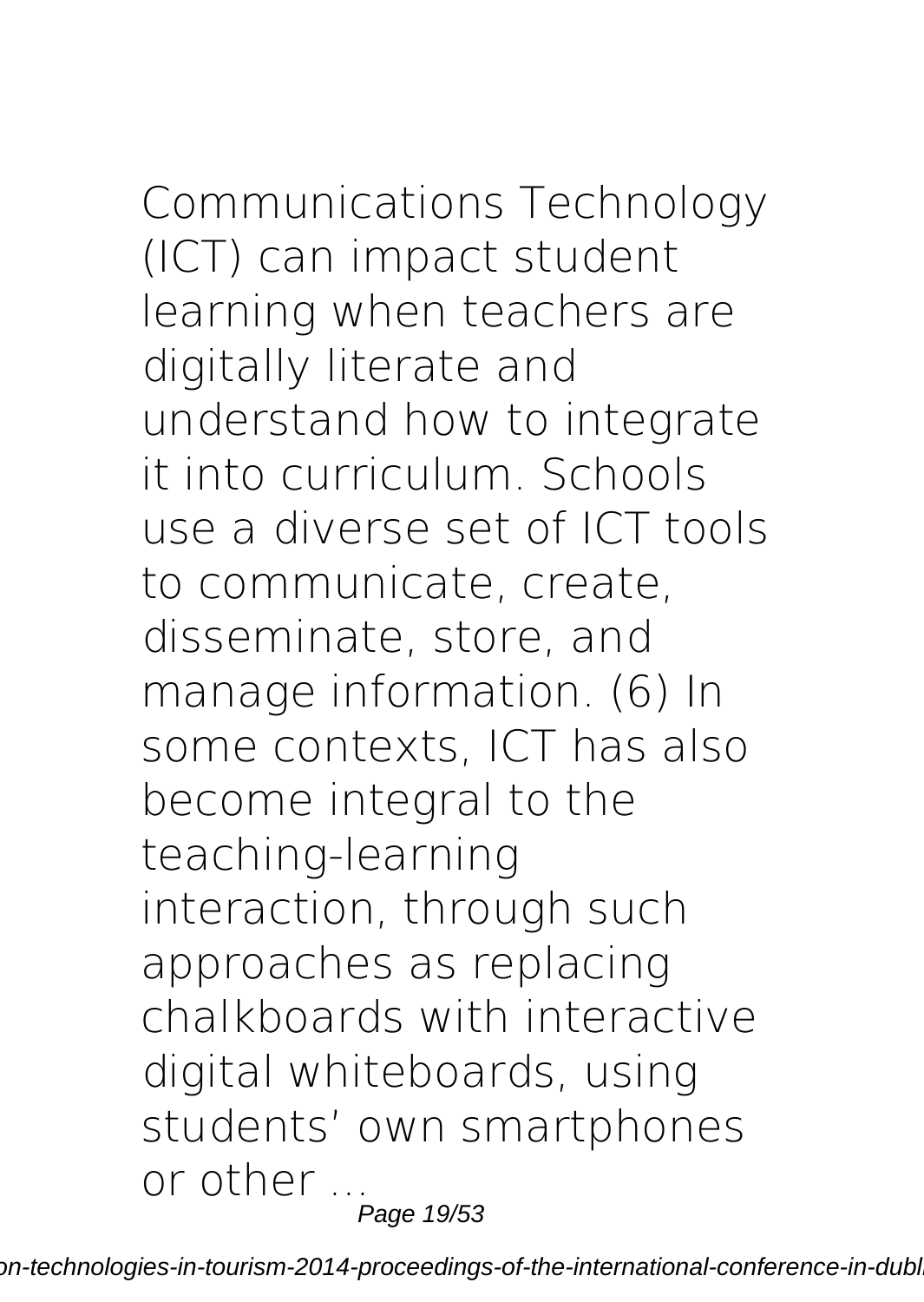Communications Technology (ICT) can impact student learning when teachers are digitally literate and understand how to integrate it into curriculum. Schools use a diverse set of ICT tools to communicate, create, disseminate, store, and manage information. (6) In some contexts, ICT has also become integral to the teaching-learning interaction, through such approaches as replacing chalkboards with interactive digital whiteboards, using students' own smartphones or other ...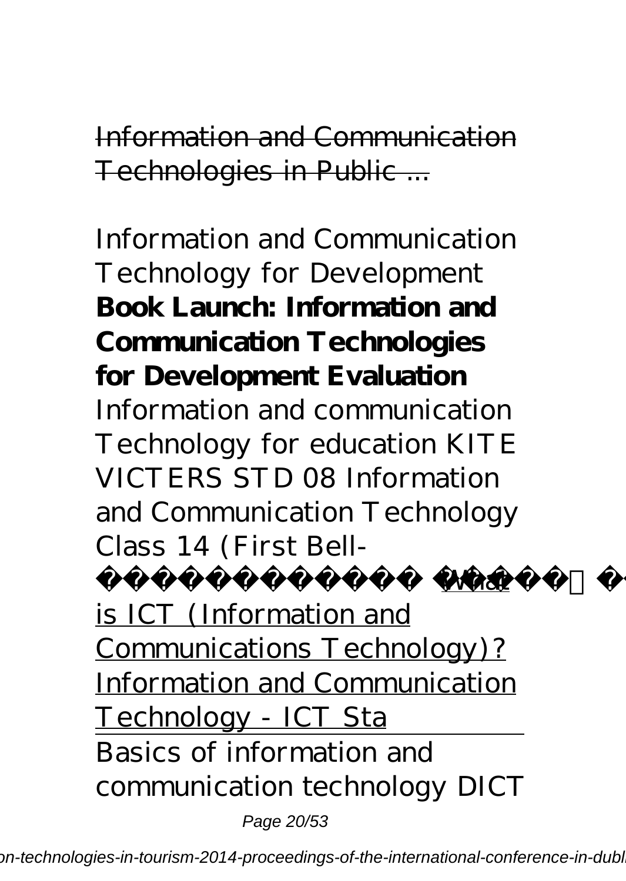~~Information and Communication Technologies in Public ...~~

*Information and Communication Technology for Development* **Book Launch: Information and Communication Technologies for Development Evaluation** *Information and communication Technology for education KITE VICTERS STD 08 Information and Communication Technology Class 14 (First Bell-* What is ICT (Information and Communications Technology)? Information and Communication Technology - ICT Sta

Basics of information and communication technology DICT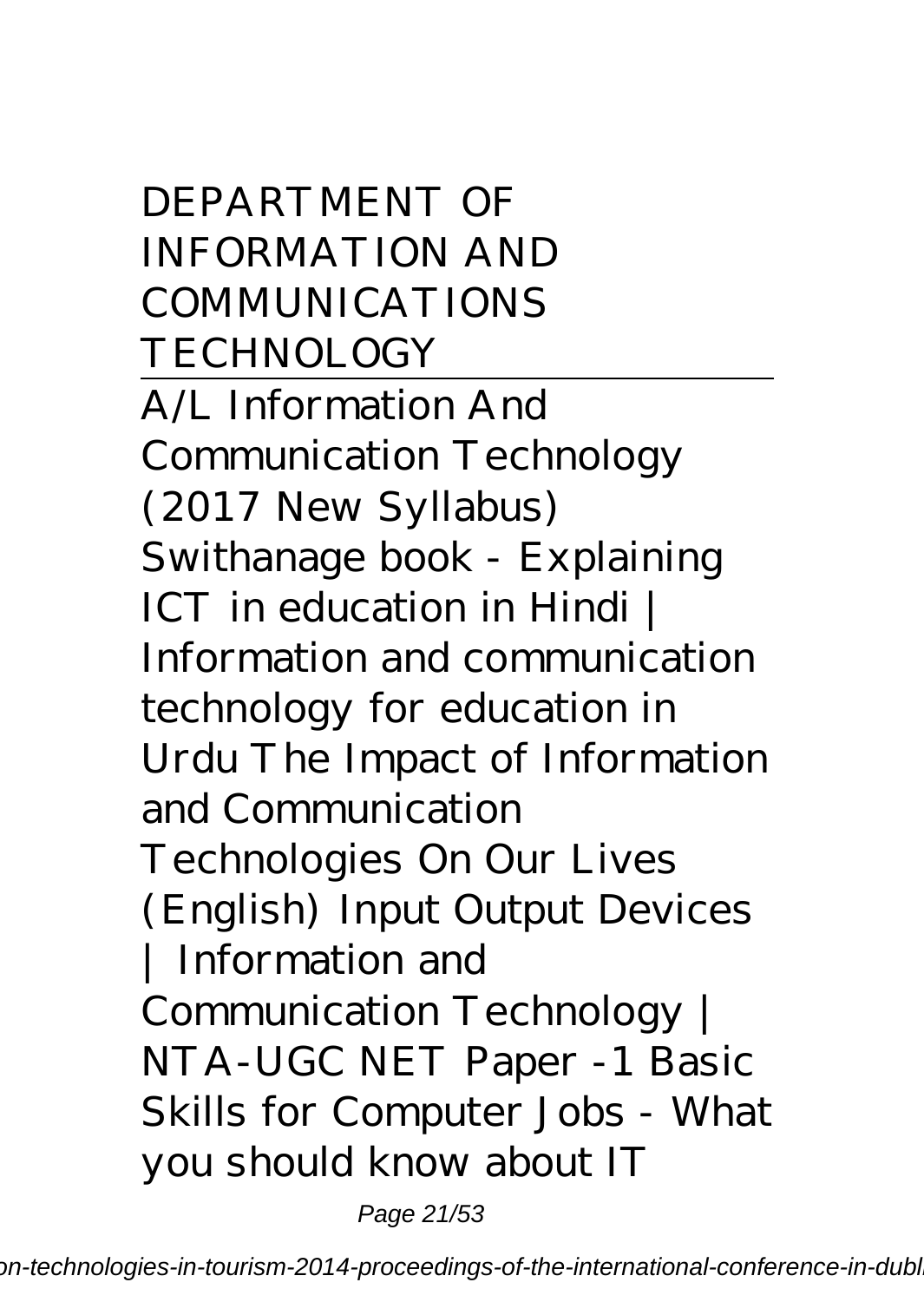## DEPARTMENT OF INFORMATION AND COMMUNICATIONS TECHNOLOGY

A/L Information And Communication Technology (2017 New Syllabus) Swithanage book - Explaining ICT in education in Hindi | Information and communication technology for education in Urdu The Impact of Information and Communication Technologies On Our Lives (English) Input Output Devices | Information and Communication Technology | NTA-UGC NET Paper -1 Basic Skills for Computer Jobs - What you should know about IT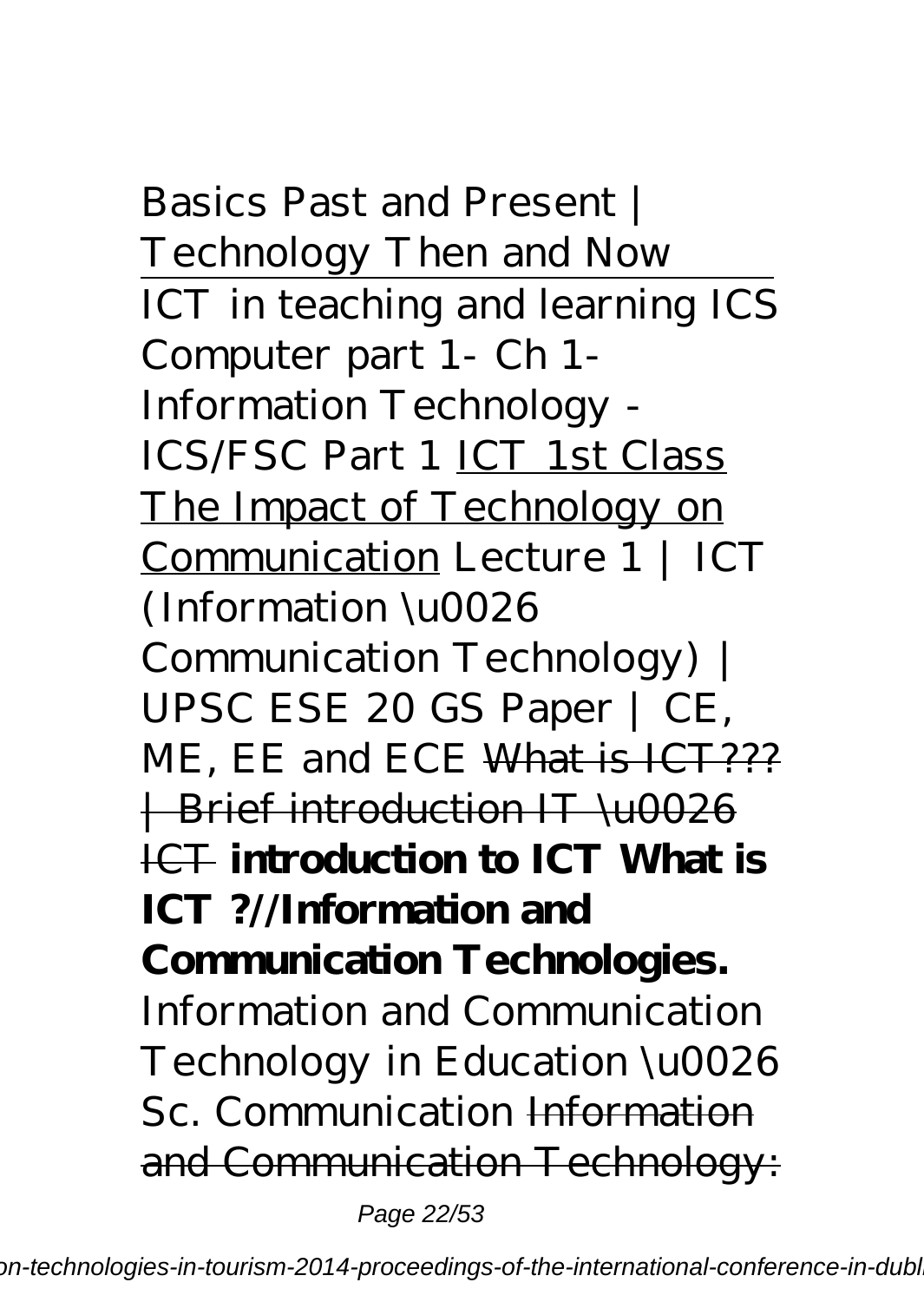*Basics Past and Present | Technology Then and Now*

*ICT in teaching and learning ICS Computer part 1- Ch 1- Information Technology - ICS/FSC Part 1* ICT 1st Class The Impact of Technology on Communication *Lecture 1 | ICT (Information \u0026 Communication Technology) | UPSC ESE 20 GS Paper | CE, ME, EE and ECE* ~~What is ICT??? | Brief introduction IT \u0026 ICT~~ **introduction to ICT What is ICT ?//Information and Communication Technologies.** *Information and Communication Technology in Education \u0026 Sc. Communication* ~~Information and Communication Technology:~~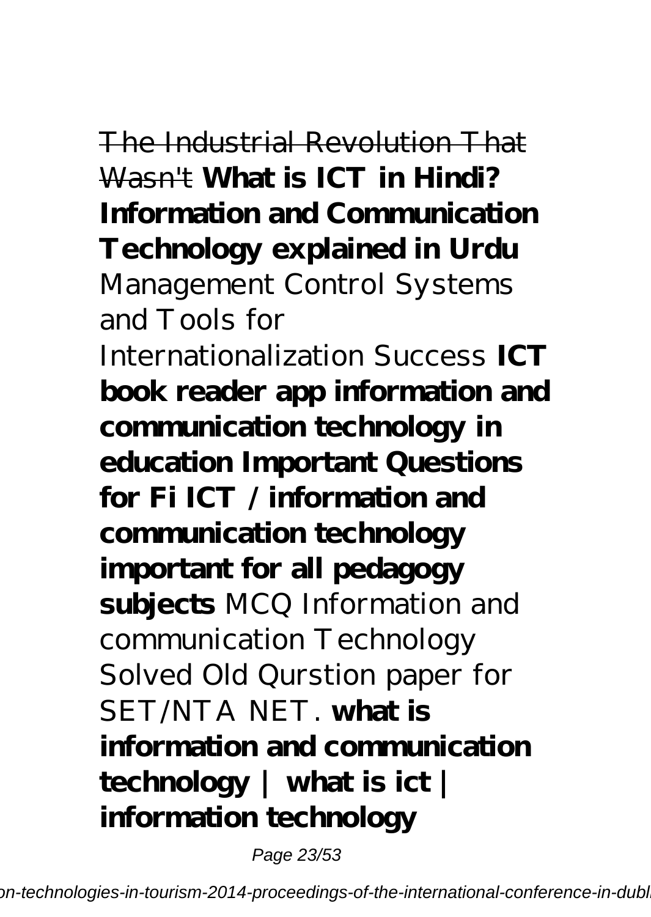~~The Industrial Revolution That Wasn't~~ **What is ICT in Hindi? Information and Communication Technology explained in Urdu** Management Control Systems and Tools for Internationalization Success **ICT book reader app information and communication technology in education Important Questions for Fi ICT / information and communication technology important for all pedagogy subjects** MCQ Information and communication Technology Solved Old Qurstion paper for SET/NTA NET. **what is information and communication technology | what is ict | information technology**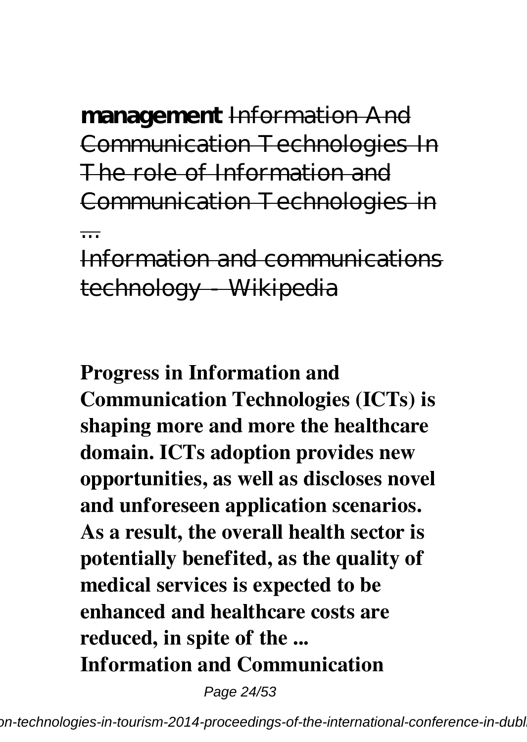**management** ~~Information And Communication Technologies In The role of Information and Communication Technologies in ...~~

~~Information and communications technology - Wikipedia~~

**Progress in Information and Communication Technologies (ICTs) is shaping more and more the healthcare domain. ICTs adoption provides new opportunities, as well as discloses novel and unforeseen application scenarios. As a result, the overall health sector is potentially benefited, as the quality of medical services is expected to be enhanced and healthcare costs are reduced, in spite of the ...**

**Information and Communication**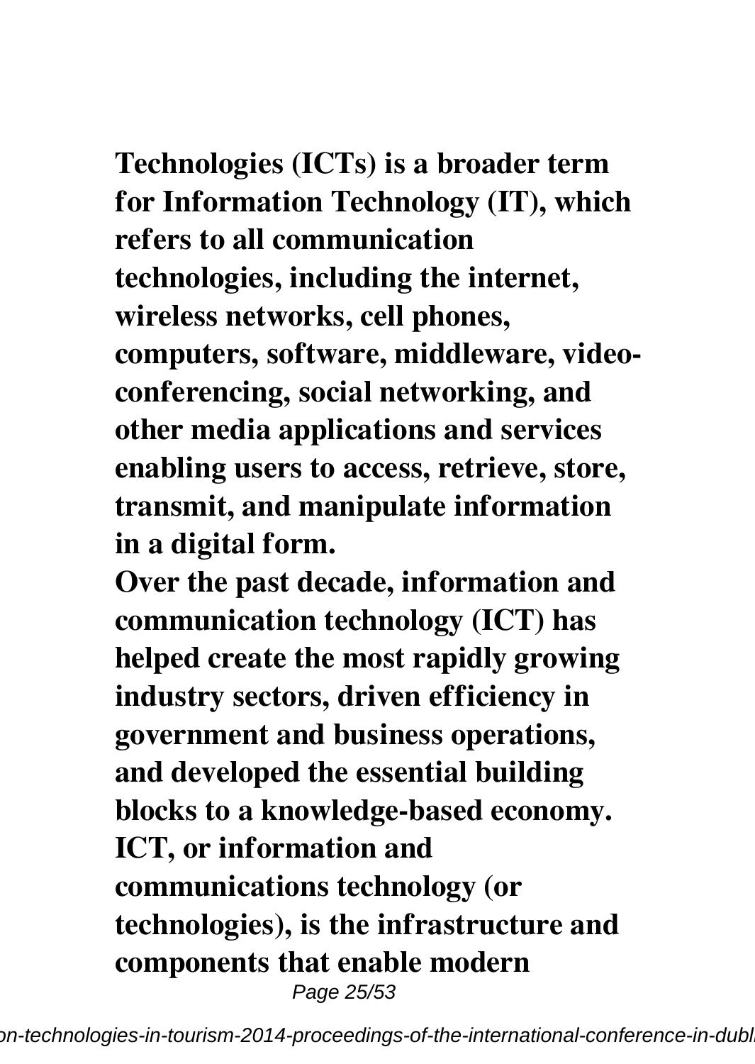**Technologies (ICTs) is a broader term for Information Technology (IT), which refers to all communication technologies, including the internet, wireless networks, cell phones, computers, software, middleware, video-conferencing, social networking, and other media applications and services enabling users to access, retrieve, store, transmit, and manipulate information in a digital form.**

**Over the past decade, information and communication technology (ICT) has helped create the most rapidly growing industry sectors, driven efficiency in government and business operations, and developed the essential building blocks to a knowledge-based economy.**

**ICT, or information and communications technology (or technologies), is the infrastructure and components that enable modern**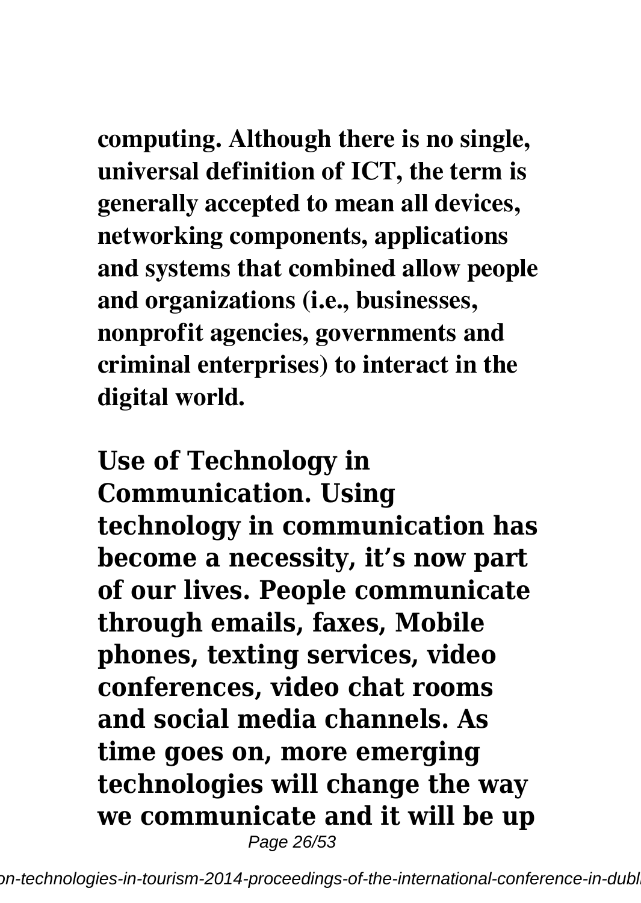**computing. Although there is no single, universal definition of ICT, the term is generally accepted to mean all devices, networking components, applications and systems that combined allow people and organizations (i.e., businesses, nonprofit agencies, governments and criminal enterprises) to interact in the digital world.**

**Use of Technology in Communication. Using technology in communication has become a necessity, it's now part of our lives. People communicate through emails, faxes, Mobile phones, texting services, video conferences, video chat rooms and social media channels. As time goes on, more emerging technologies will change the way we communicate and it will be up**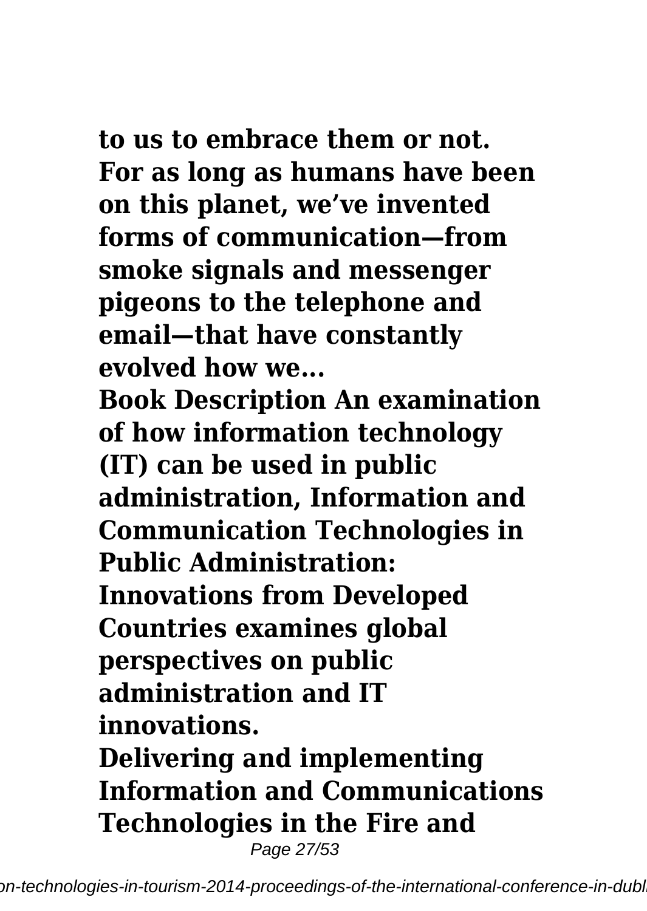**to us to embrace them or not. For as long as humans have been on this planet, we've invented forms of communication—from smoke signals and messenger pigeons to the telephone and email—that have constantly evolved how we...**

**Book Description An examination of how information technology (IT) can be used in public administration, Information and Communication Technologies in Public Administration: Innovations from Developed Countries examines global perspectives on public administration and IT innovations.**

**Delivering and implementing Information and Communications Technologies in the Fire and**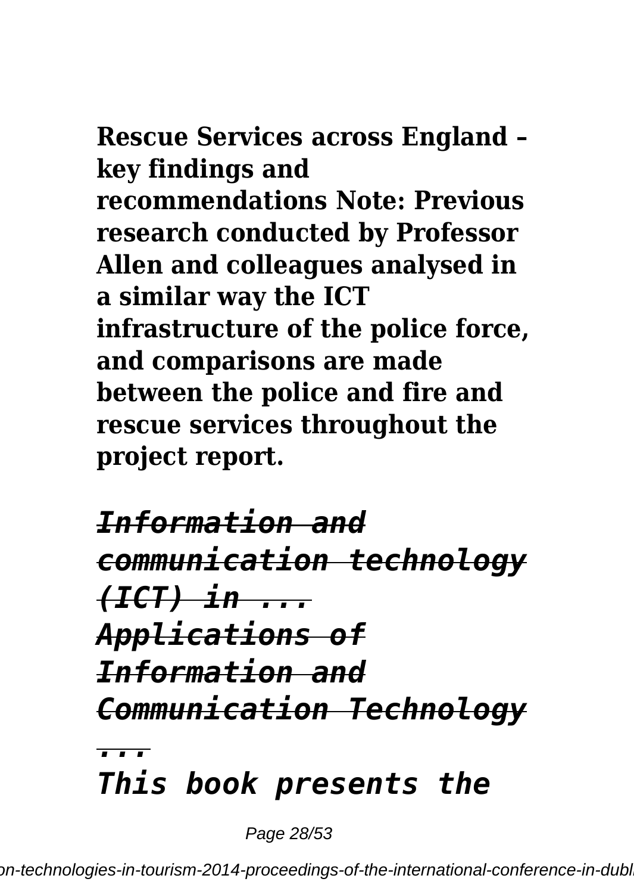**Rescue Services across England – key findings and recommendations Note: Previous research conducted by Professor Allen and colleagues analysed in a similar way the ICT infrastructure of the police force, and comparisons are made between the police and fire and rescue services throughout the project report.**

***Information and communication technology (ICT) in ...***
***Applications of Information and Communication Technology ...***

*This book presents the*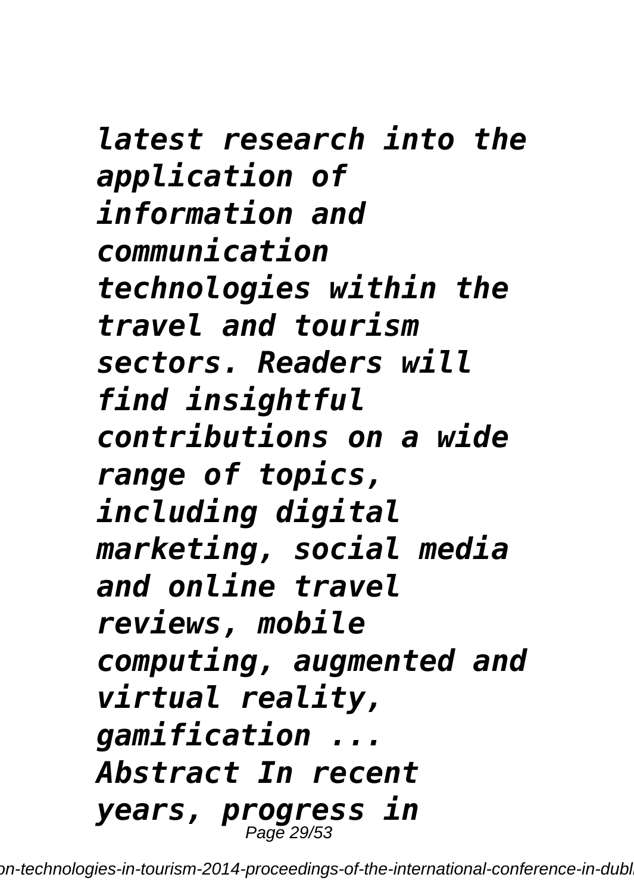*latest research into the application of information and communication technologies within the travel and tourism sectors. Readers will find insightful contributions on a wide range of topics, including digital marketing, social media and online travel reviews, mobile computing, augmented and virtual reality, gamification ...*
*Abstract In recent years, progress in*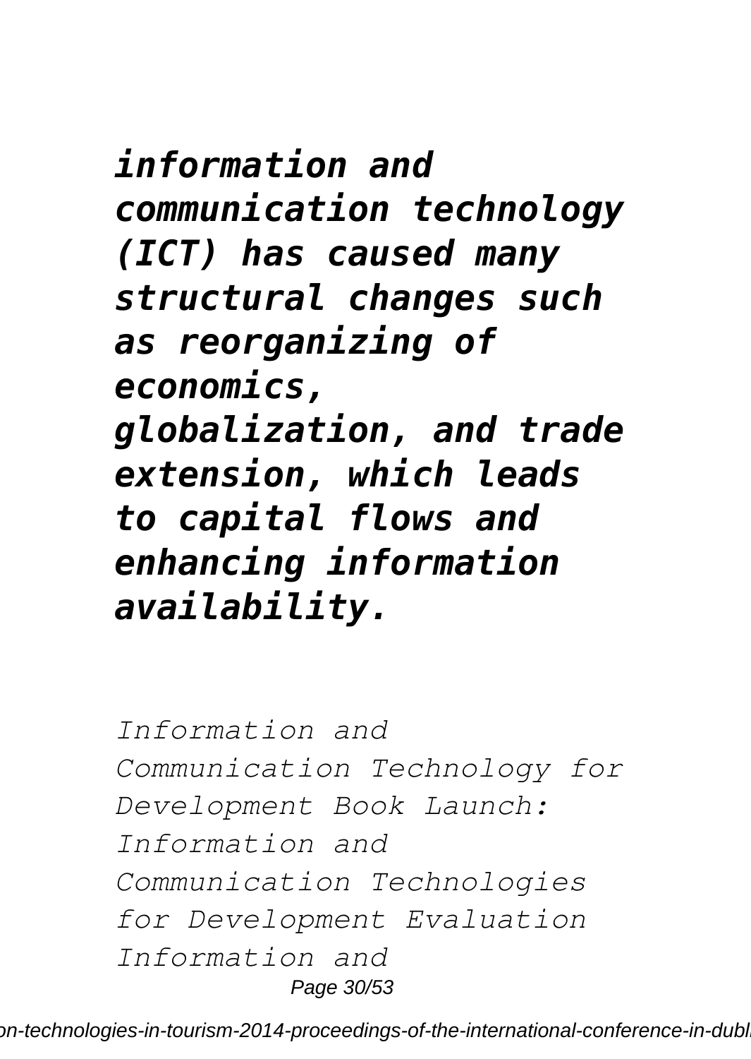***information and communication technology (ICT) has caused many structural changes such as reorganizing of economics, globalization, and trade extension, which leads to capital flows and enhancing information availability.***

*Information and Communication Technology for Development Book Launch: Information and Communication Technologies for Development Evaluation Information and*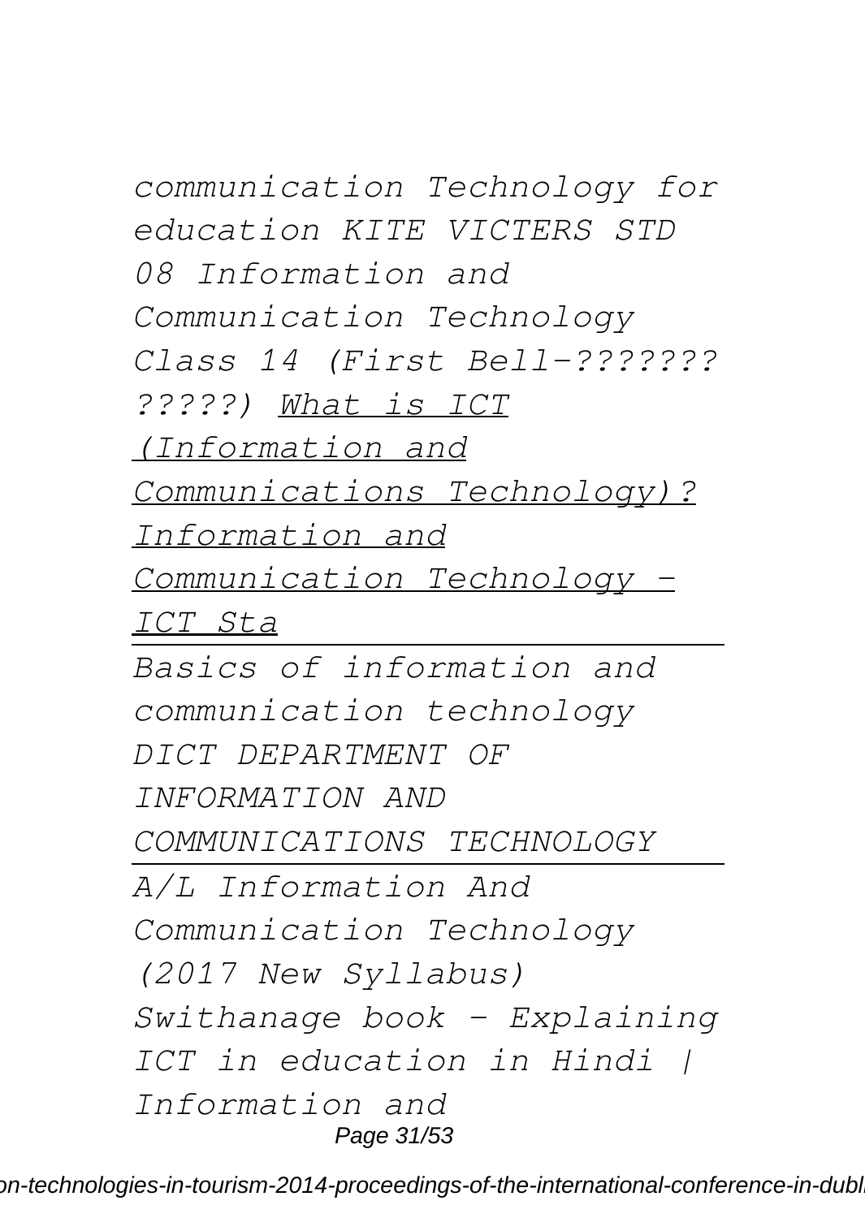*communication Technology for education KITE VICTERS STD 08 Information and Communication Technology Class 14 (First Bell-??????? ?????)* *What is ICT (Information and Communications Technology)?* *Information and Communication Technology - ICT Sta*

---

*Basics of information and communication technology* *DICT DEPARTMENT OF INFORMATION AND COMMUNICATIONS TECHNOLOGY*

---

*A/L Information And Communication Technology (2017 New Syllabus) Swithanage book - Explaining ICT in education in Hindi | Information and*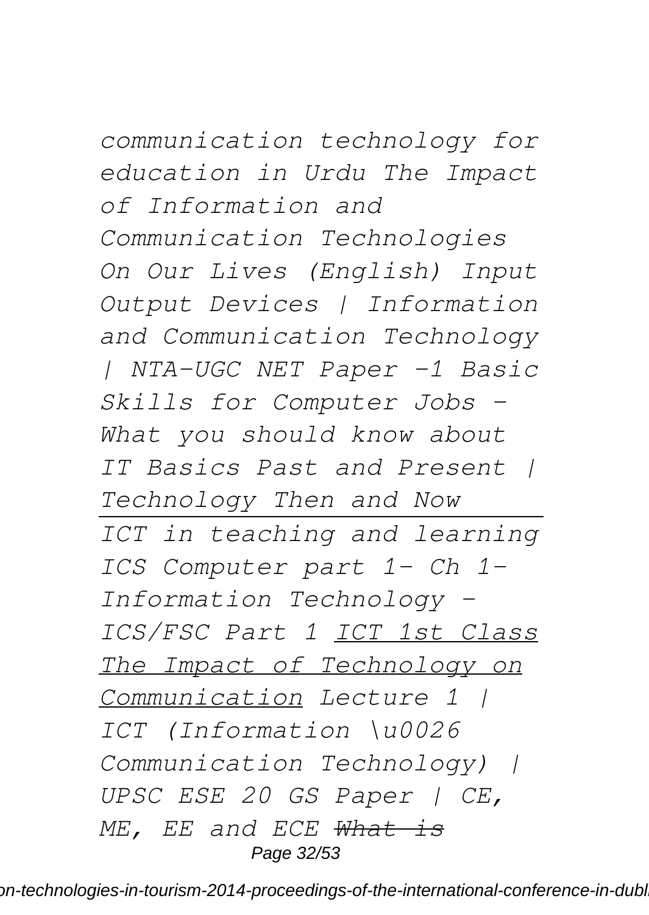*communication technology for education in Urdu The Impact of Information and Communication Technologies On Our Lives (English) Input Output Devices | Information and Communication Technology | NTA-UGC NET Paper -1 Basic Skills for Computer Jobs - What you should know about IT Basics Past and Present | Technology Then and Now*

---

*ICT in teaching and learning ICS Computer part 1- Ch 1- Information Technology - ICS/FSC Part 1 ICT 1st Class The Impact of Technology on Communication Lecture 1 | ICT (Information \u0026 Communication Technology) | UPSC ESE 20 GS Paper | CE, ME, EE and ECE ~~What is~~*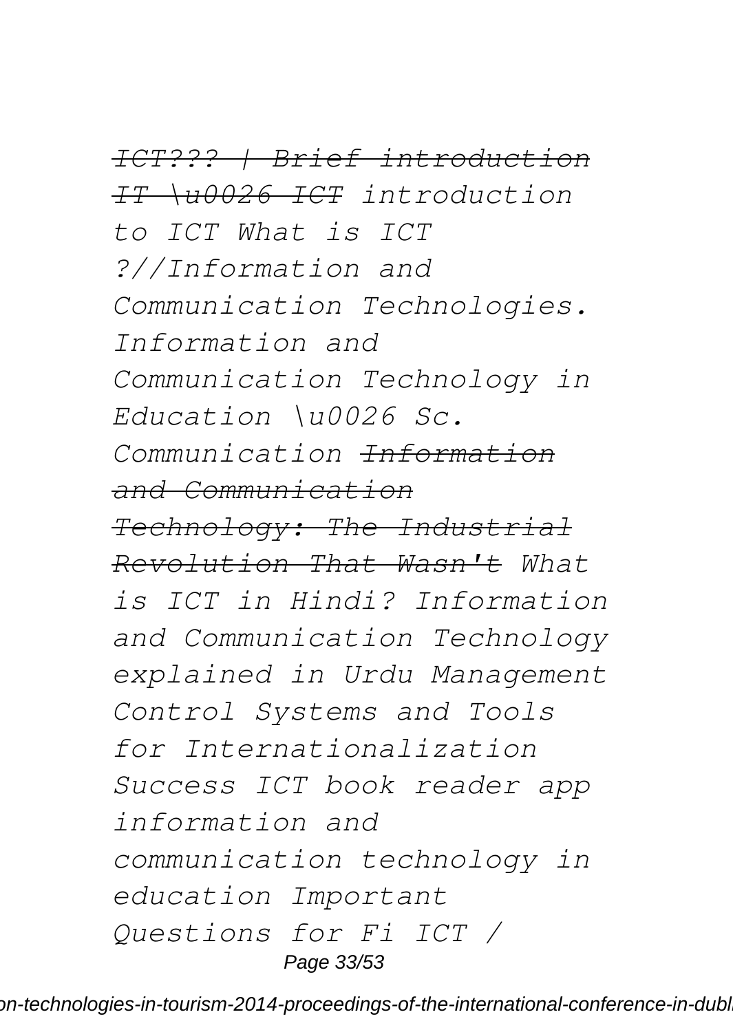*~~ICT??? | Brief introduction~~ ~~IT \u0026 ICT~~ introduction to ICT What is ICT ?//Information and Communication Technologies. Information and Communication Technology in Education \u0026 Sc. Communication ~~Information and Communication Technology: The Industrial Revolution That Wasn't~~ What is ICT in Hindi? Information and Communication Technology explained in Urdu Management Control Systems and Tools for Internationalization Success ICT book reader app information and communication technology in education Important Questions for Fi ICT /*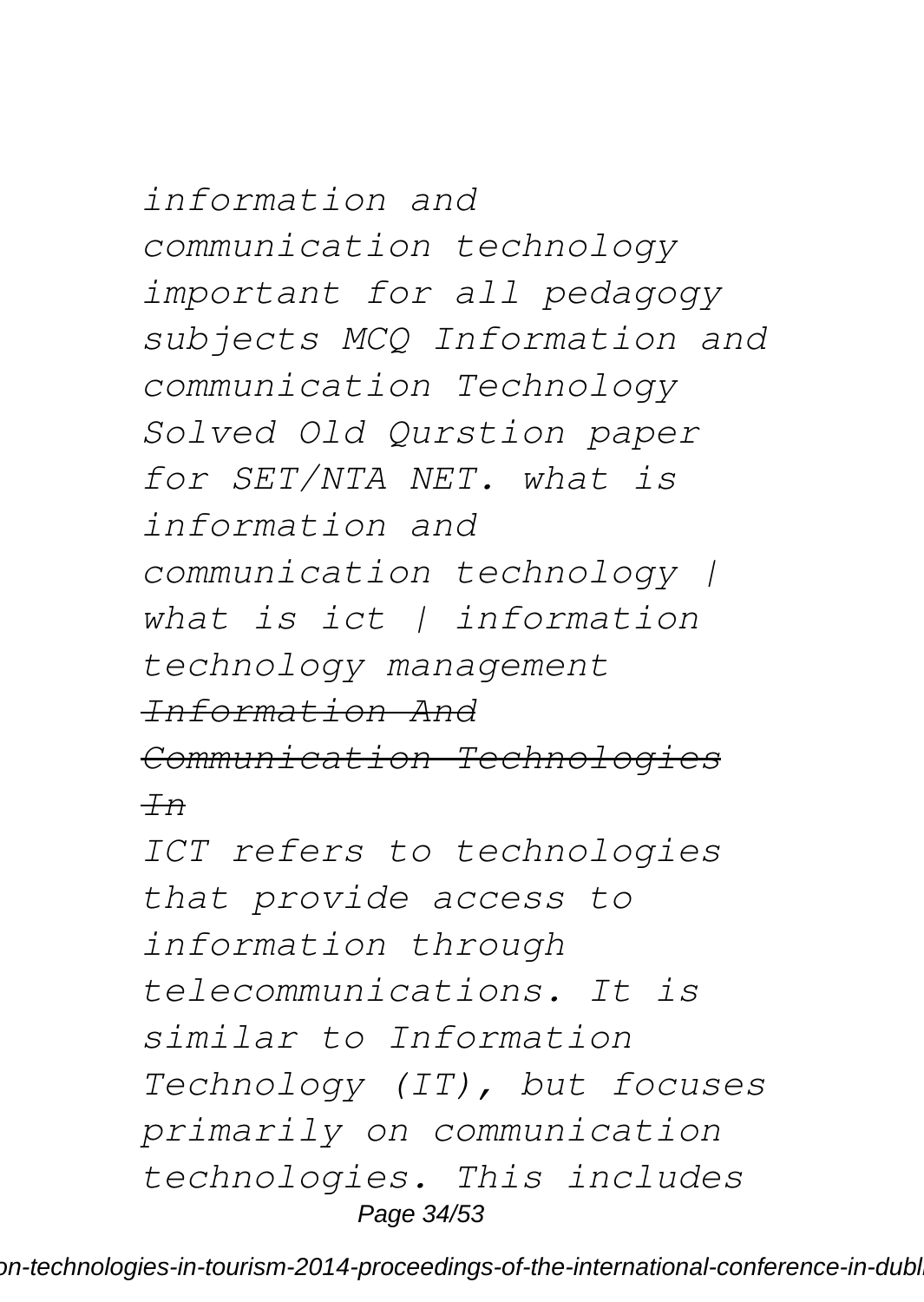*information and communication technology important for all pedagogy subjects MCQ Information and communication Technology Solved Old Qurstion paper for SET/NTA NET. what is information and communication technology | what is ict | information technology management*

~~*Information And Communication Technologies In*~~

*ICT refers to technologies that provide access to information through telecommunications. It is similar to Information Technology (IT), but focuses primarily on communication technologies. This includes*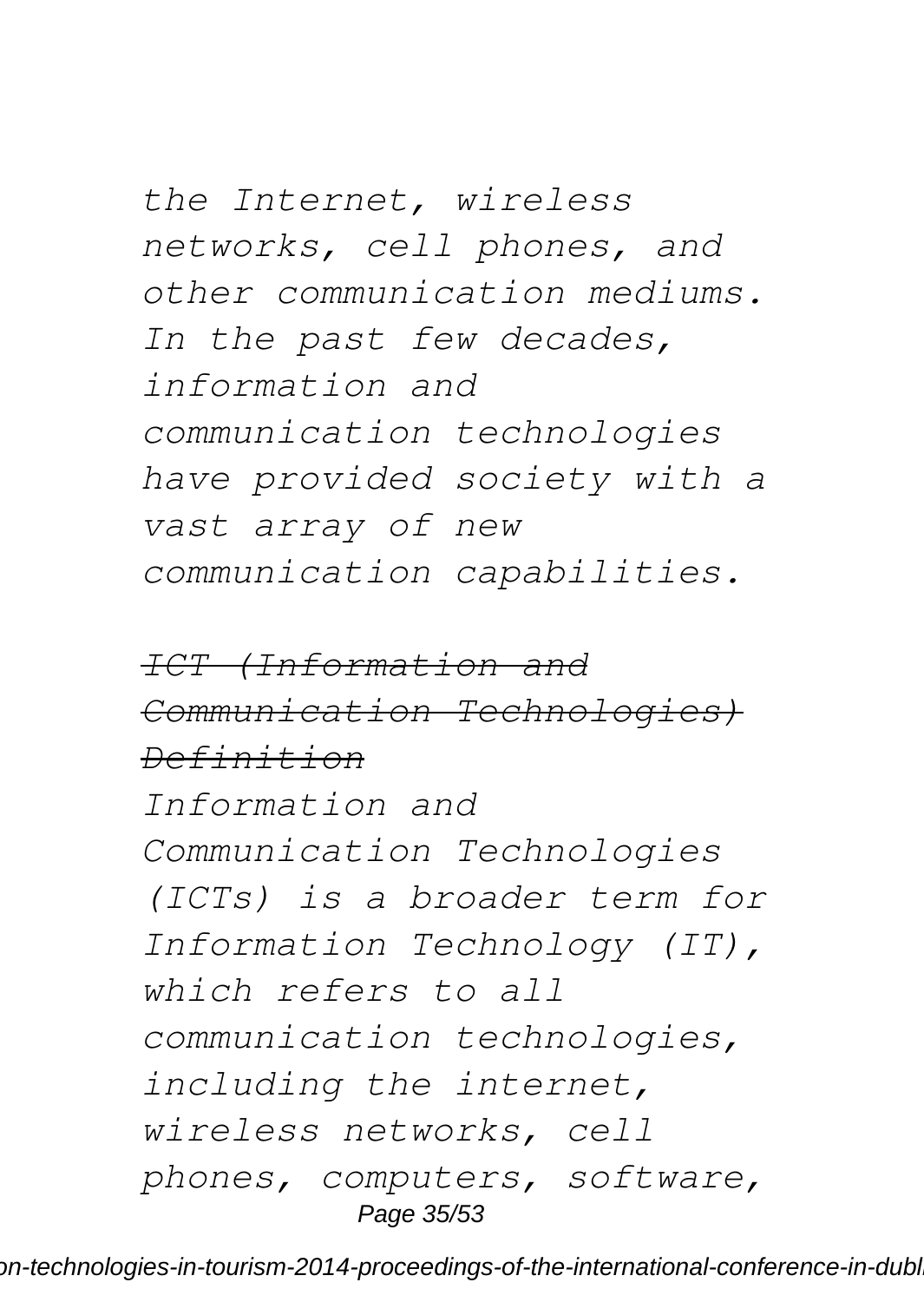*the Internet, wireless networks, cell phones, and other communication mediums. In the past few decades, information and communication technologies have provided society with a vast array of new communication capabilities.*

*~~ICT (Information and Communication Technologies) Definition~~*

*Information and Communication Technologies (ICTs) is a broader term for Information Technology (IT), which refers to all communication technologies, including the internet, wireless networks, cell phones, computers, software,*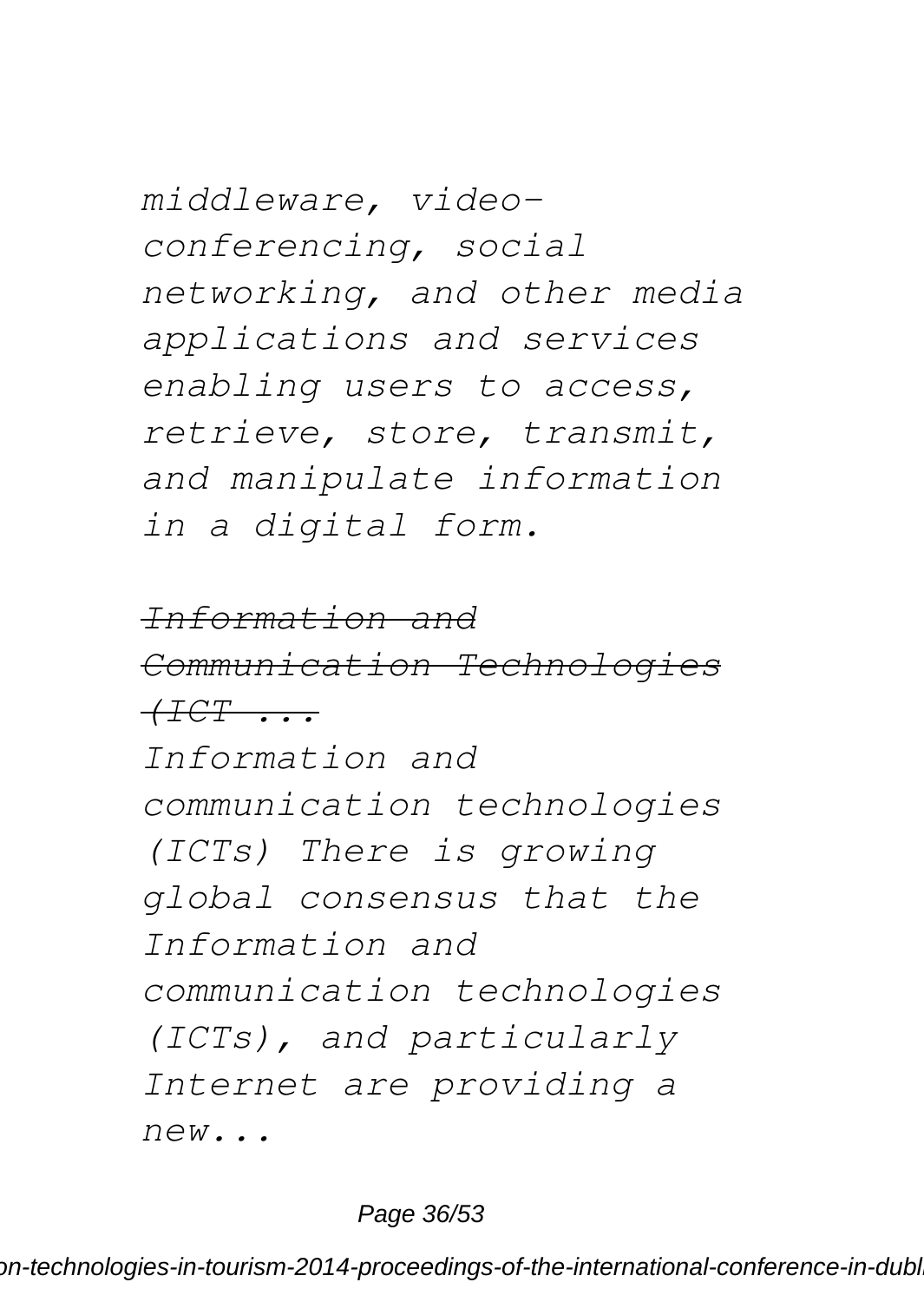*middleware, video-conferencing, social networking, and other media applications and services enabling users to access, retrieve, store, transmit, and manipulate information in a digital form.*

~~*Information and Communication Technologies (ICT ...*~~

*Information and communication technologies (ICTs) There is growing global consensus that the Information and communication technologies (ICTs), and particularly Internet are providing a new...*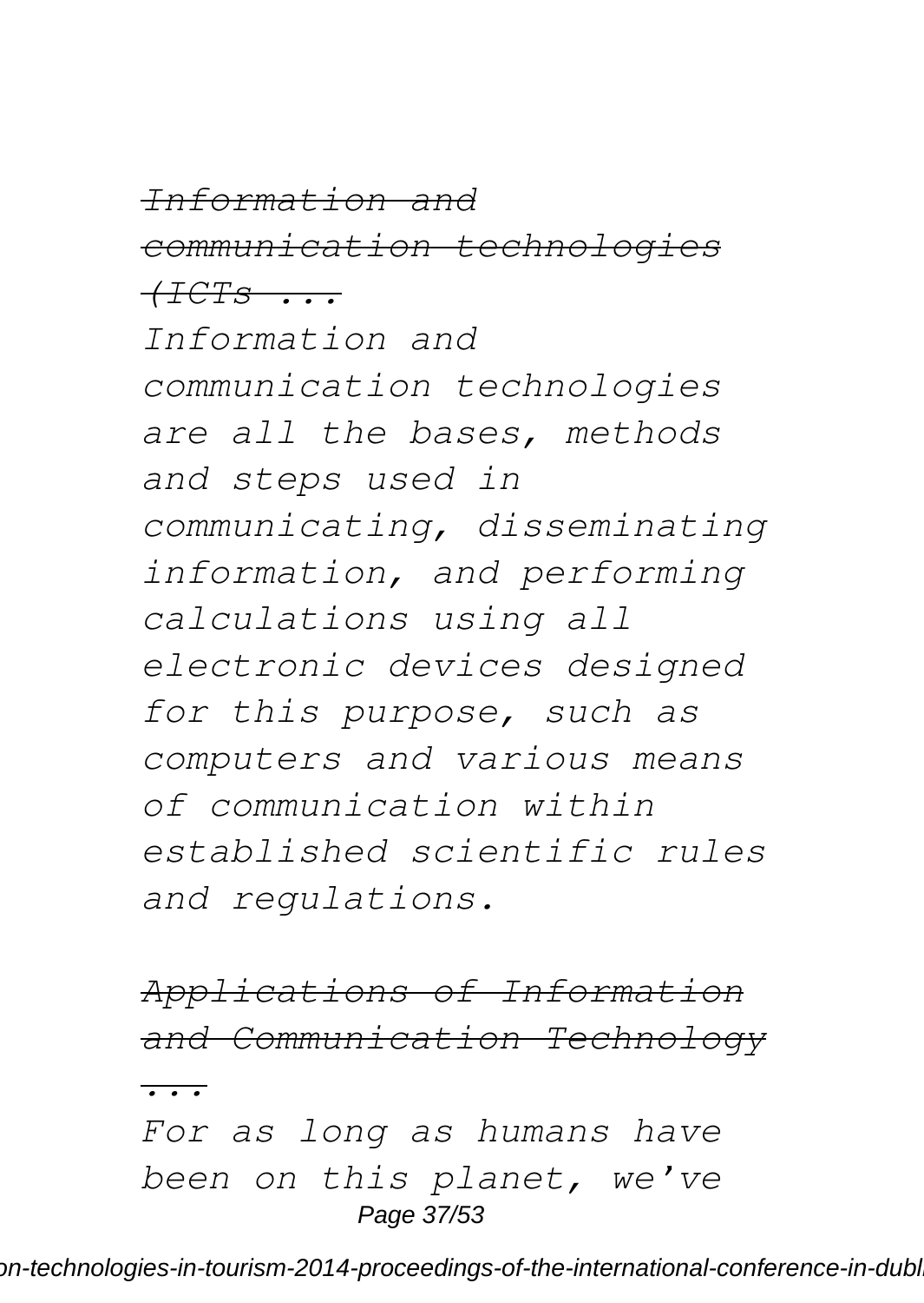~~*Information and communication technologies (ICTs ...*~~

*Information and communication technologies are all the bases, methods and steps used in communicating, disseminating information, and performing calculations using all electronic devices designed for this purpose, such as computers and various means of communication within established scientific rules and regulations.*

~~*Applications of Information and Communication Technology ...*~~

*For as long as humans have been on this planet, we've*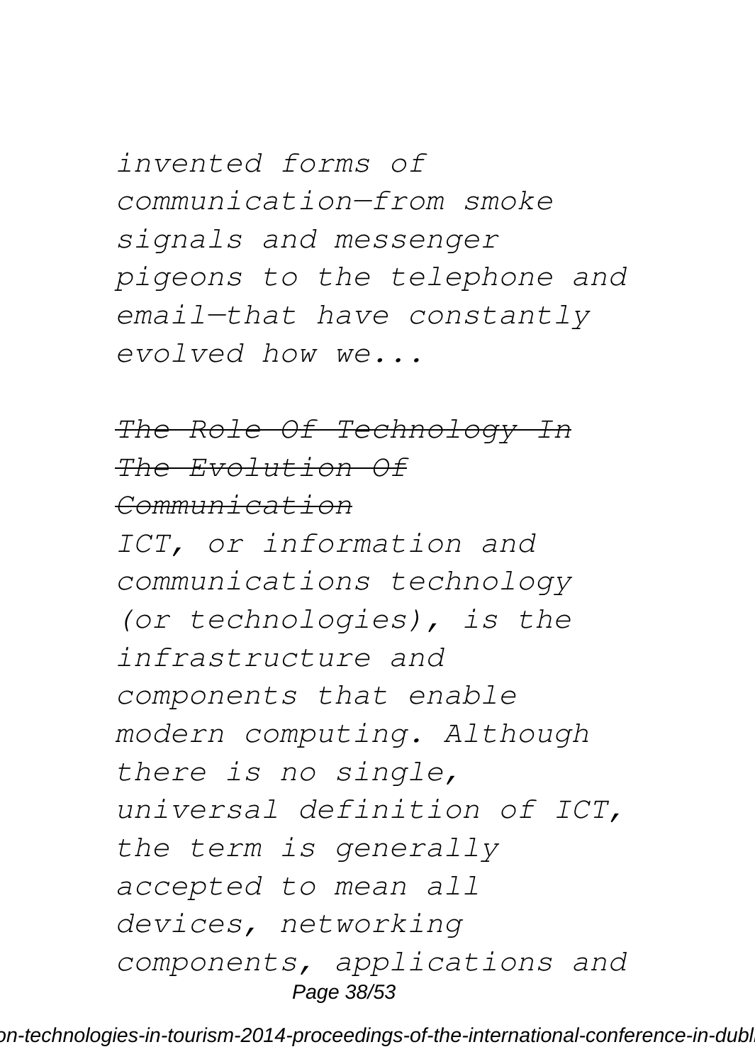*invented forms of communication—from smoke signals and messenger pigeons to the telephone and email—that have constantly evolved how we...*

~~*The Role Of Technology In The Evolution Of Communication*~~

*ICT, or information and communications technology (or technologies), is the infrastructure and components that enable modern computing. Although there is no single, universal definition of ICT, the term is generally accepted to mean all devices, networking components, applications and*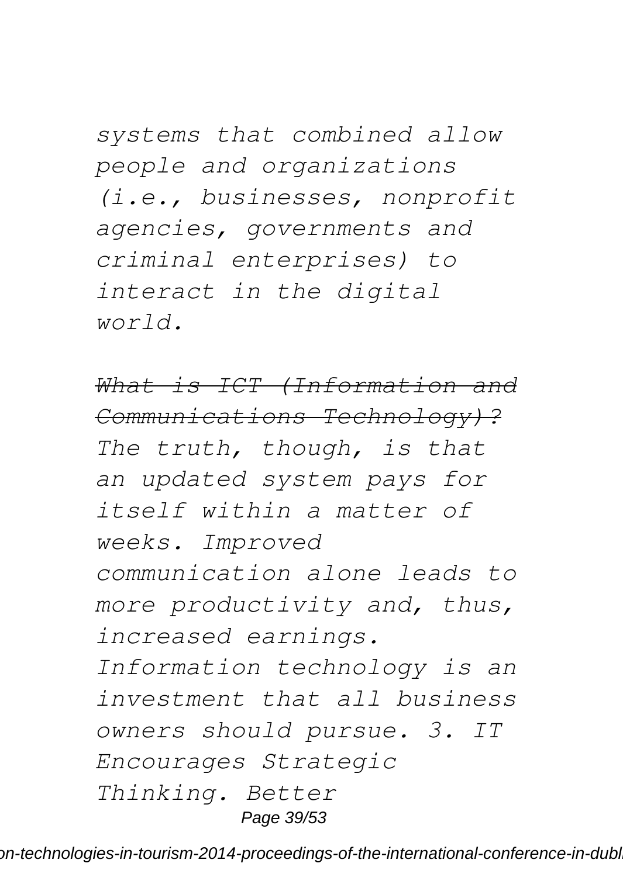*systems that combined allow people and organizations (i.e., businesses, nonprofit agencies, governments and criminal enterprises) to interact in the digital world.*

~~*What is ICT (Information and Communications Technology)?*~~

*The truth, though, is that an updated system pays for itself within a matter of weeks. Improved communication alone leads to more productivity and, thus, increased earnings. Information technology is an investment that all business owners should pursue. 3. IT Encourages Strategic Thinking. Better*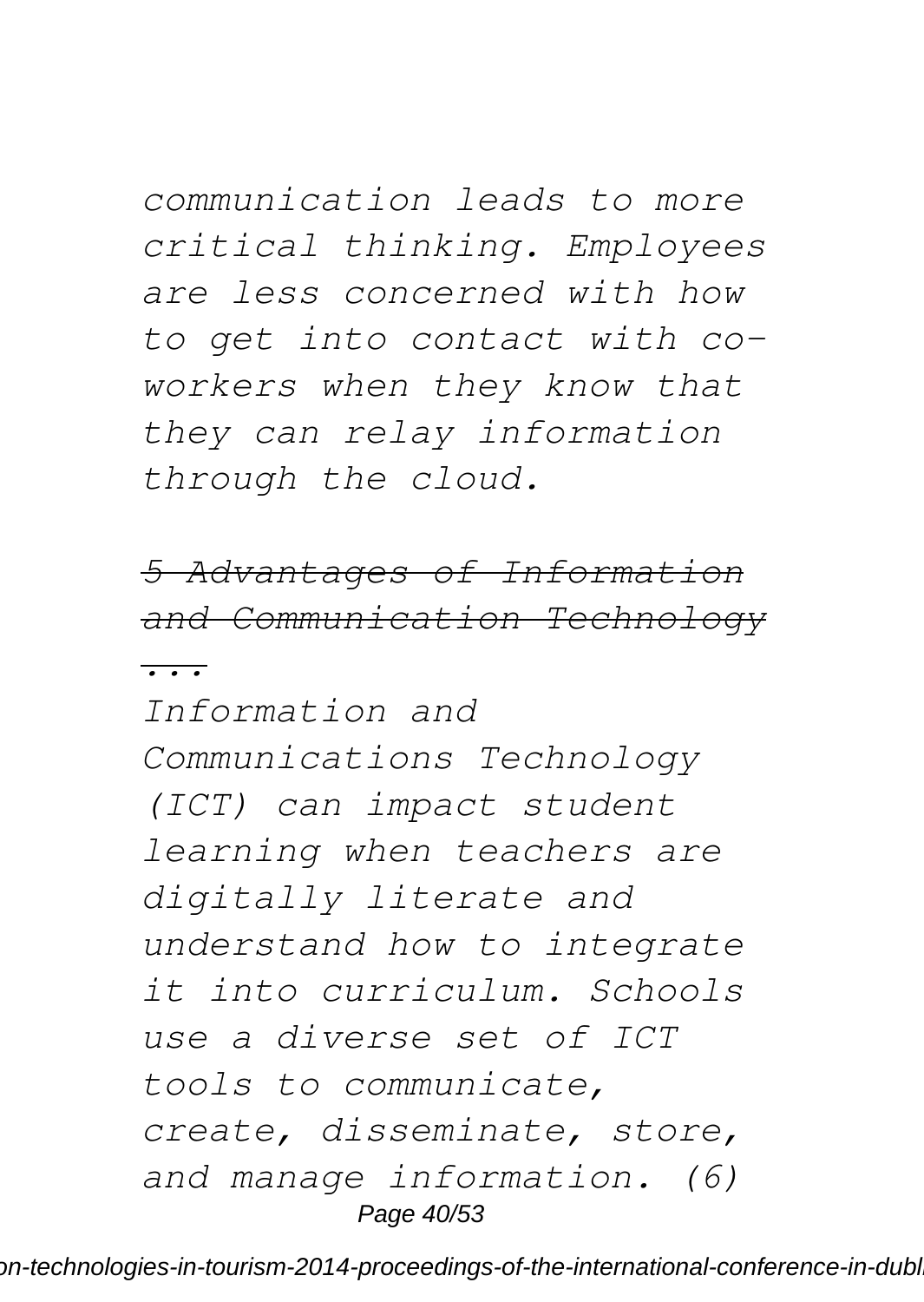*communication leads to more critical thinking. Employees are less concerned with how to get into contact with co-workers when they know that they can relay information through the cloud.*

*~~5 Advantages of Information and Communication Technology ...~~*

*Information and Communications Technology (ICT) can impact student learning when teachers are digitally literate and understand how to integrate it into curriculum. Schools use a diverse set of ICT tools to communicate, create, disseminate, store, and manage information. (6)*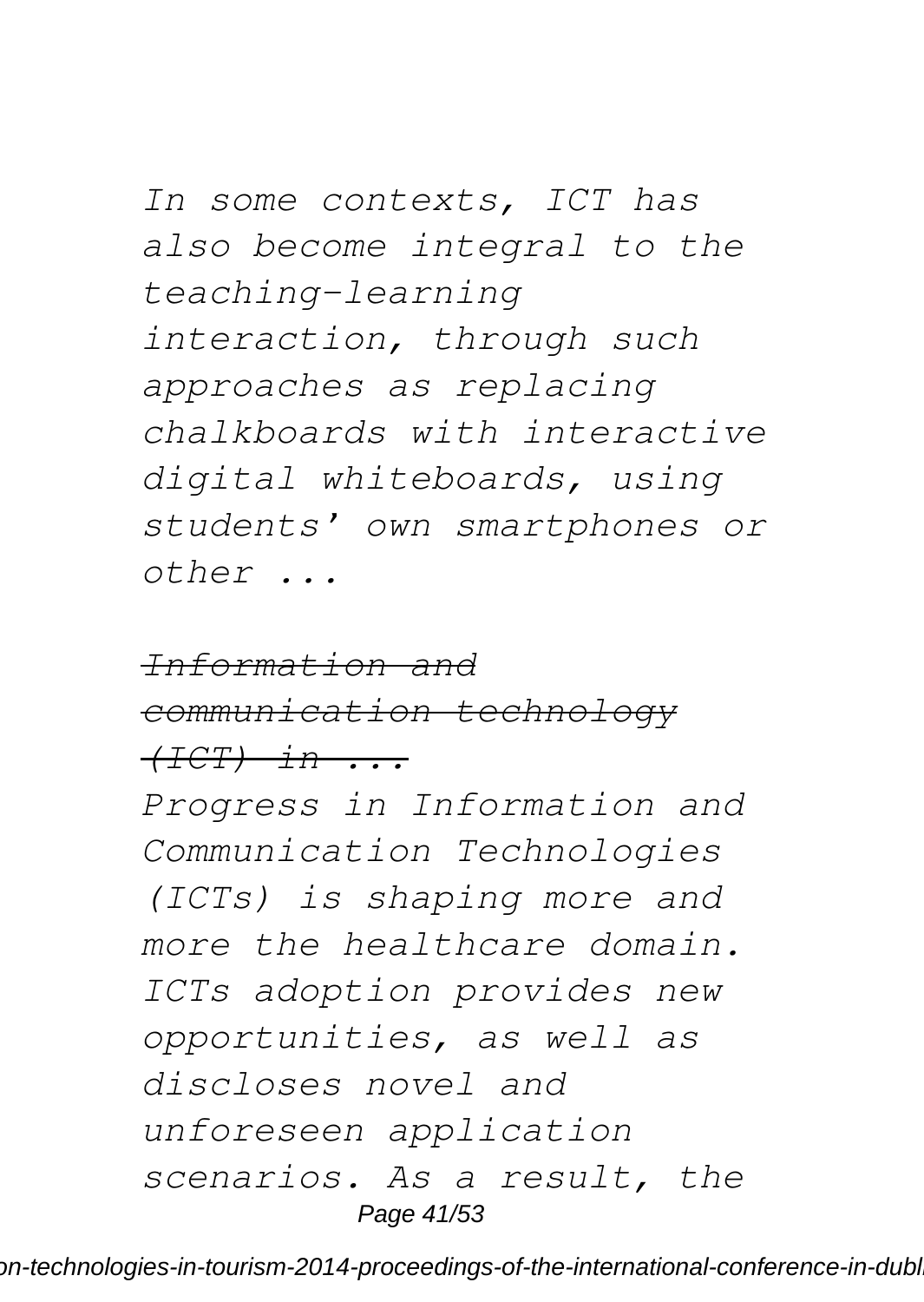*In some contexts, ICT has also become integral to the teaching-learning interaction, through such approaches as replacing chalkboards with interactive digital whiteboards, using students' own smartphones or other ...*

*~~Information and communication technology (ICT) in ...~~*

*Progress in Information and Communication Technologies (ICTs) is shaping more and more the healthcare domain. ICTs adoption provides new opportunities, as well as discloses novel and unforeseen application scenarios. As a result, the*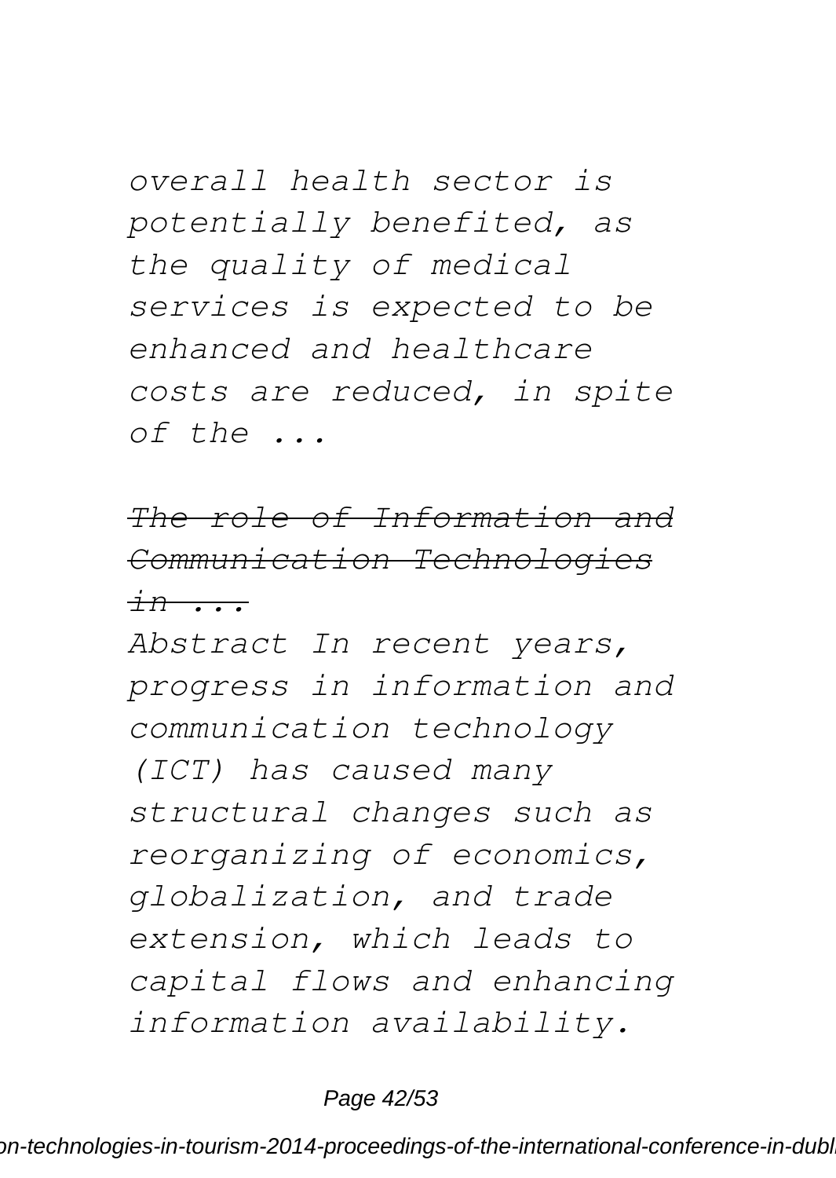*overall health sector is potentially benefited, as the quality of medical services is expected to be enhanced and healthcare costs are reduced, in spite of the ...*

*~~The role of Information and Communication Technologies in ...~~*

*Abstract In recent years, progress in information and communication technology (ICT) has caused many structural changes such as reorganizing of economics, globalization, and trade extension, which leads to capital flows and enhancing information availability.*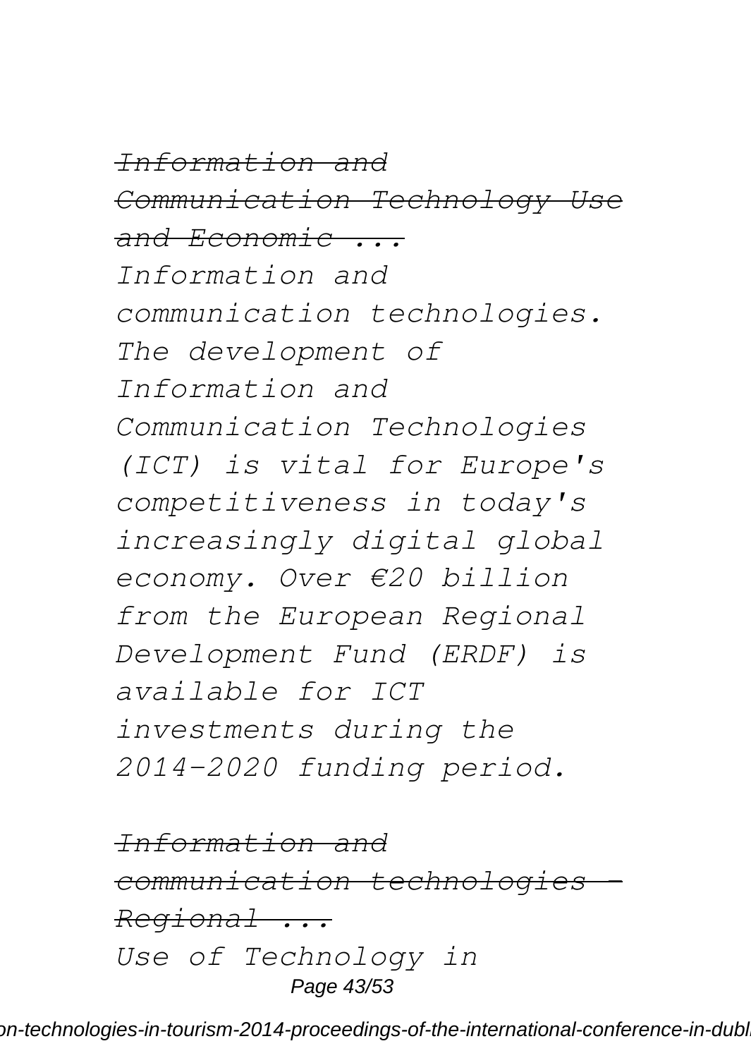*~~Information and Communication Technology Use and Economic ...~~*

*Information and communication technologies. The development of Information and Communication Technologies (ICT) is vital for Europe's competitiveness in today's increasingly digital global economy. Over €20 billion from the European Regional Development Fund (ERDF) is available for ICT investments during the 2014-2020 funding period.*

*~~Information and communication technologies - Regional ...~~*

*Use of Technology in*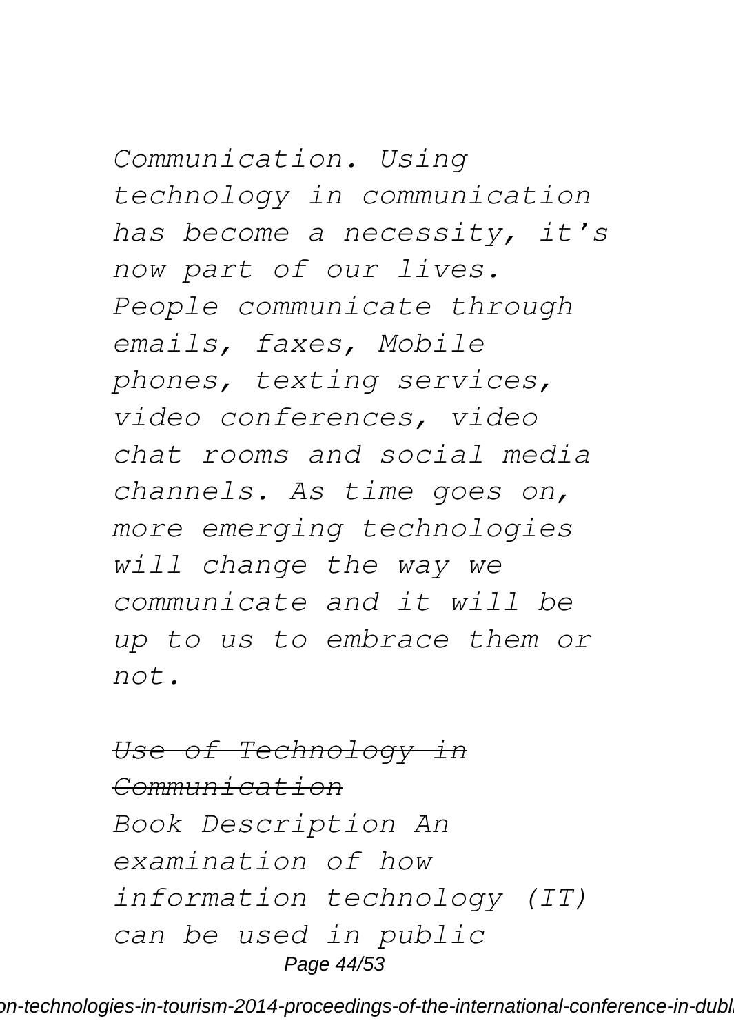*Communication. Using technology in communication has become a necessity, it's now part of our lives. People communicate through emails, faxes, Mobile phones, texting services, video conferences, video chat rooms and social media channels. As time goes on, more emerging technologies will change the way we communicate and it will be up to us to embrace them or not.*

*~~Use of Technology in Communication~~*

*Book Description An examination of how information technology (IT) can be used in public*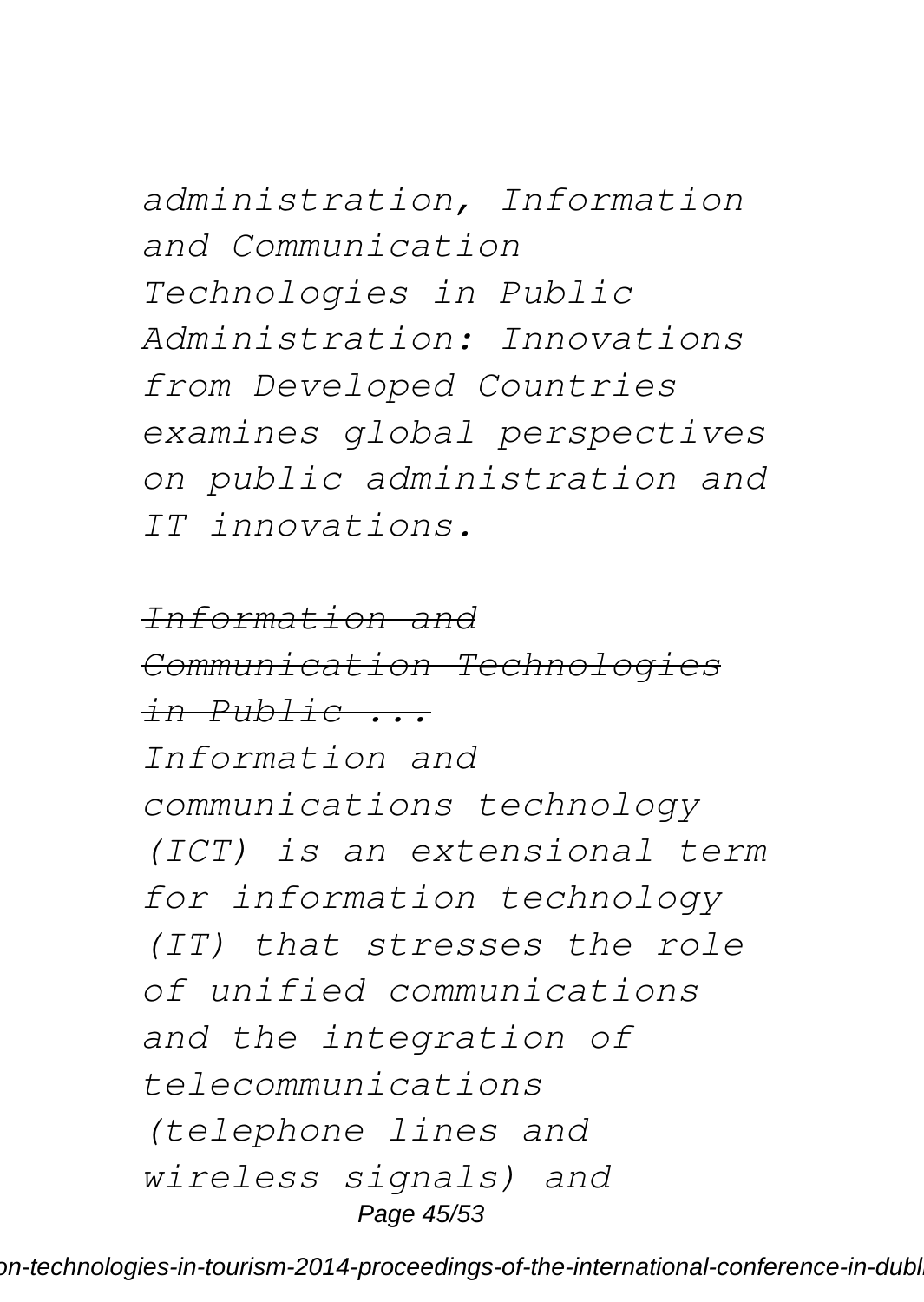*administration, Information and Communication Technologies in Public Administration: Innovations from Developed Countries examines global perspectives on public administration and IT innovations.*

~~*Information and Communication Technologies in Public ...*~~

*Information and communications technology (ICT) is an extensional term for information technology (IT) that stresses the role of unified communications and the integration of telecommunications (telephone lines and wireless signals) and*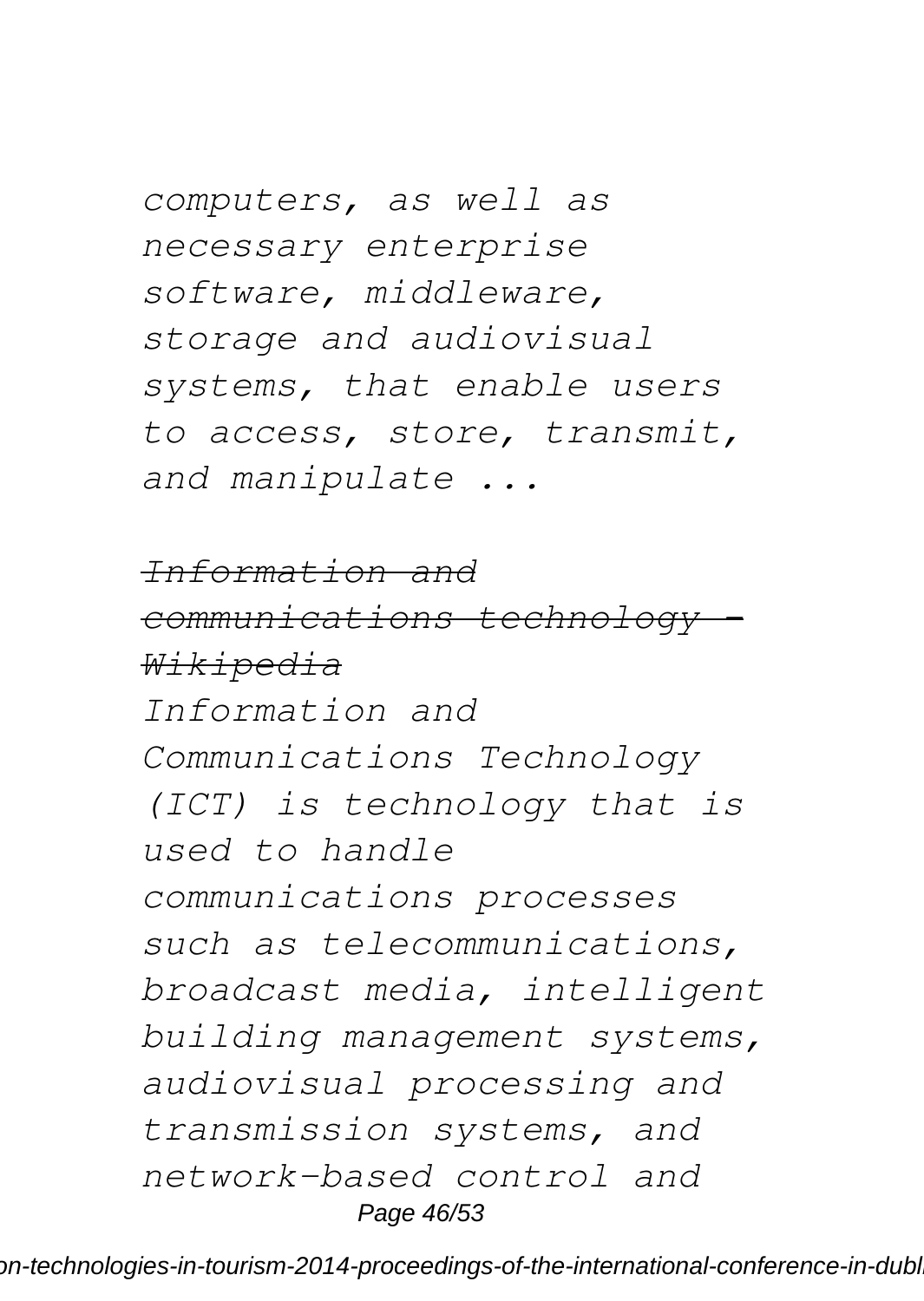*computers, as well as necessary enterprise software, middleware, storage and audiovisual systems, that enable users to access, store, transmit, and manipulate ...*

~~*Information and communications technology - Wikipedia*~~

*Information and Communications Technology (ICT) is technology that is used to handle communications processes such as telecommunications, broadcast media, intelligent building management systems, audiovisual processing and transmission systems, and network-based control and*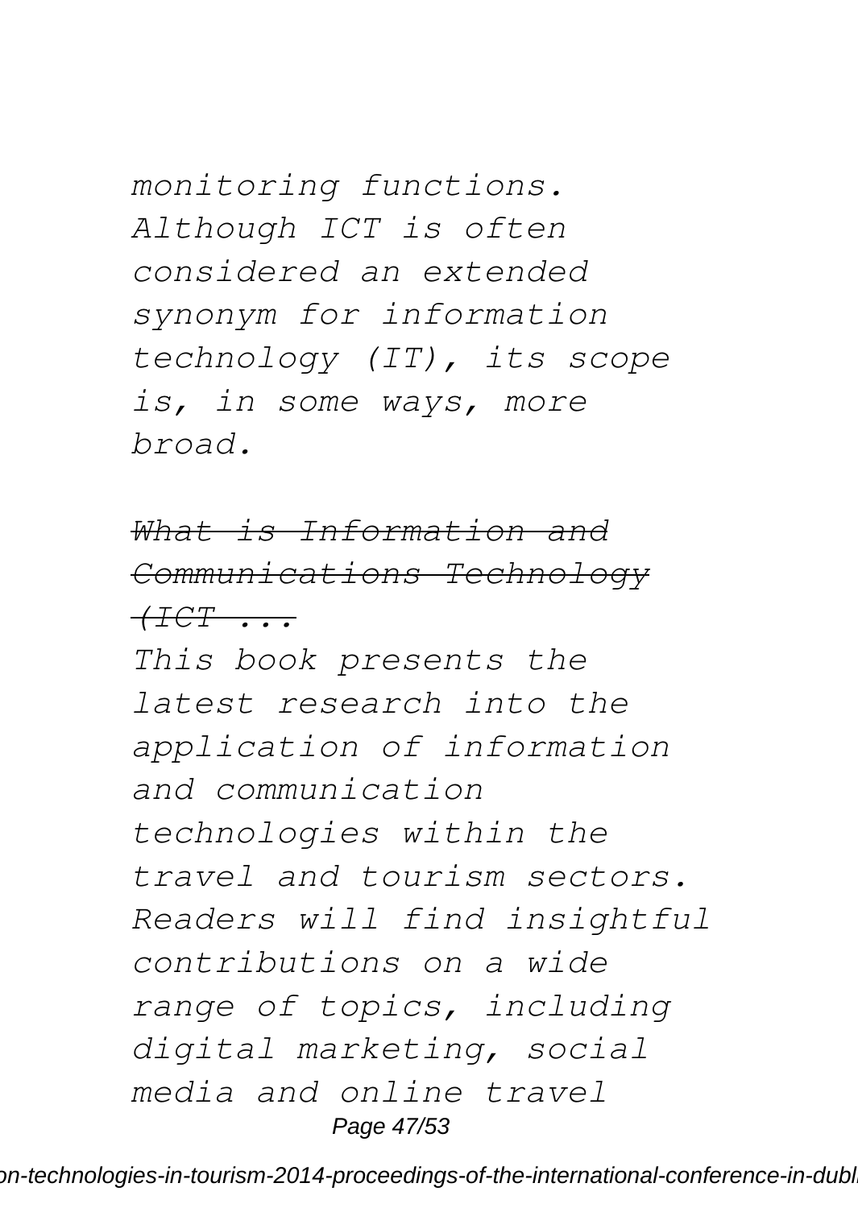*monitoring functions. Although ICT is often considered an extended synonym for information technology (IT), its scope is, in some ways, more broad.*

~~*What is Information and Communications Technology (ICT ...*~~

*This book presents the latest research into the application of information and communication technologies within the travel and tourism sectors. Readers will find insightful contributions on a wide range of topics, including digital marketing, social media and online travel*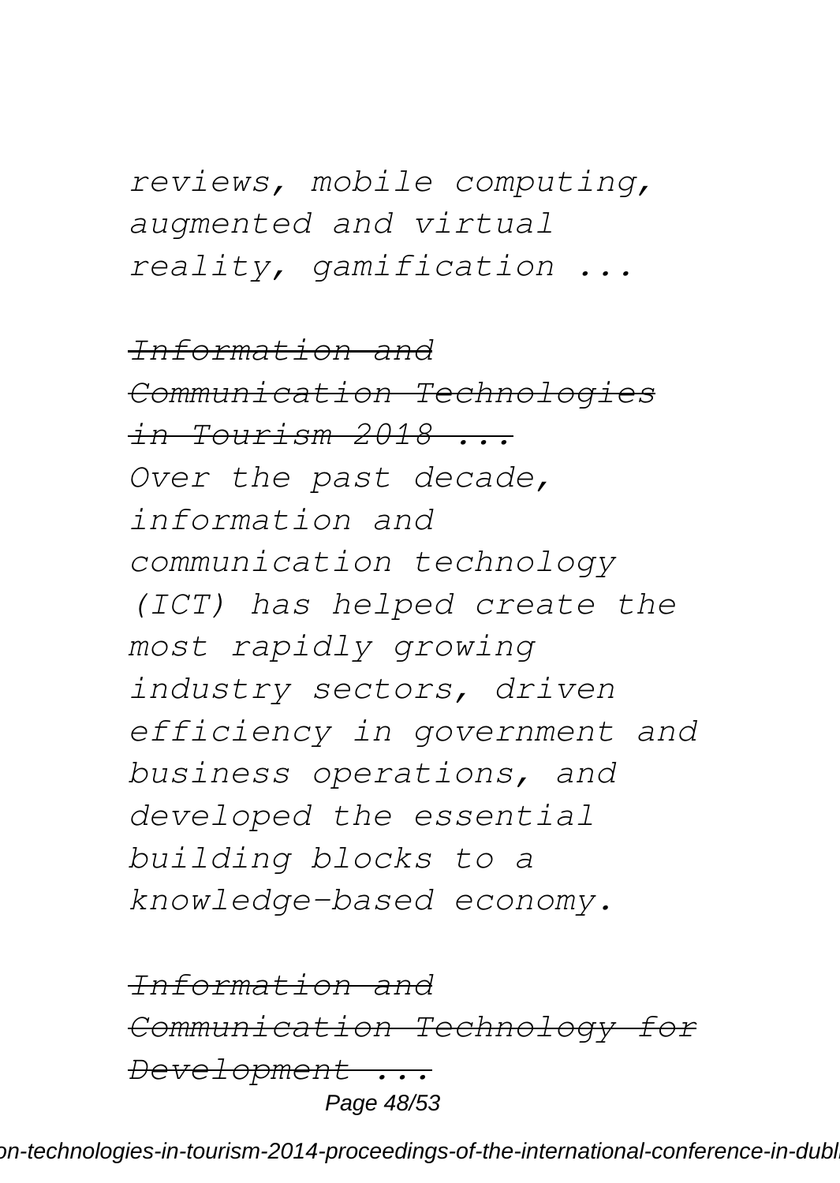*reviews, mobile computing, augmented and virtual reality, gamification ...*

~~*Information and Communication Technologies in Tourism 2018 ...*~~

*Over the past decade, information and communication technology (ICT) has helped create the most rapidly growing industry sectors, driven efficiency in government and business operations, and developed the essential building blocks to a knowledge-based economy.*

~~*Information and Communication Technology for Development ...*~~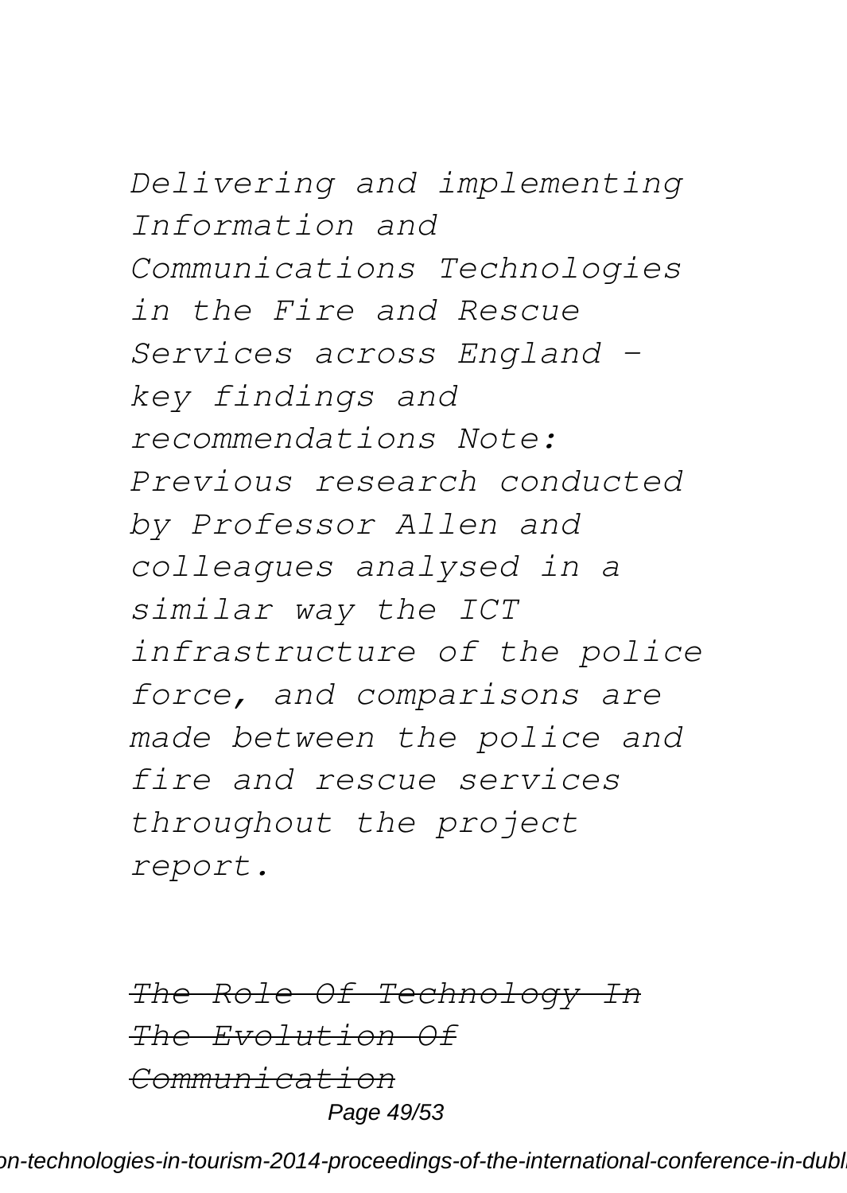*Delivering and implementing Information and Communications Technologies in the Fire and Rescue Services across England - key findings and recommendations Note: Previous research conducted by Professor Allen and colleagues analysed in a similar way the ICT infrastructure of the police force, and comparisons are made between the police and fire and rescue services throughout the project report.*

*~~The Role Of Technology In The Evolution Of Communication~~*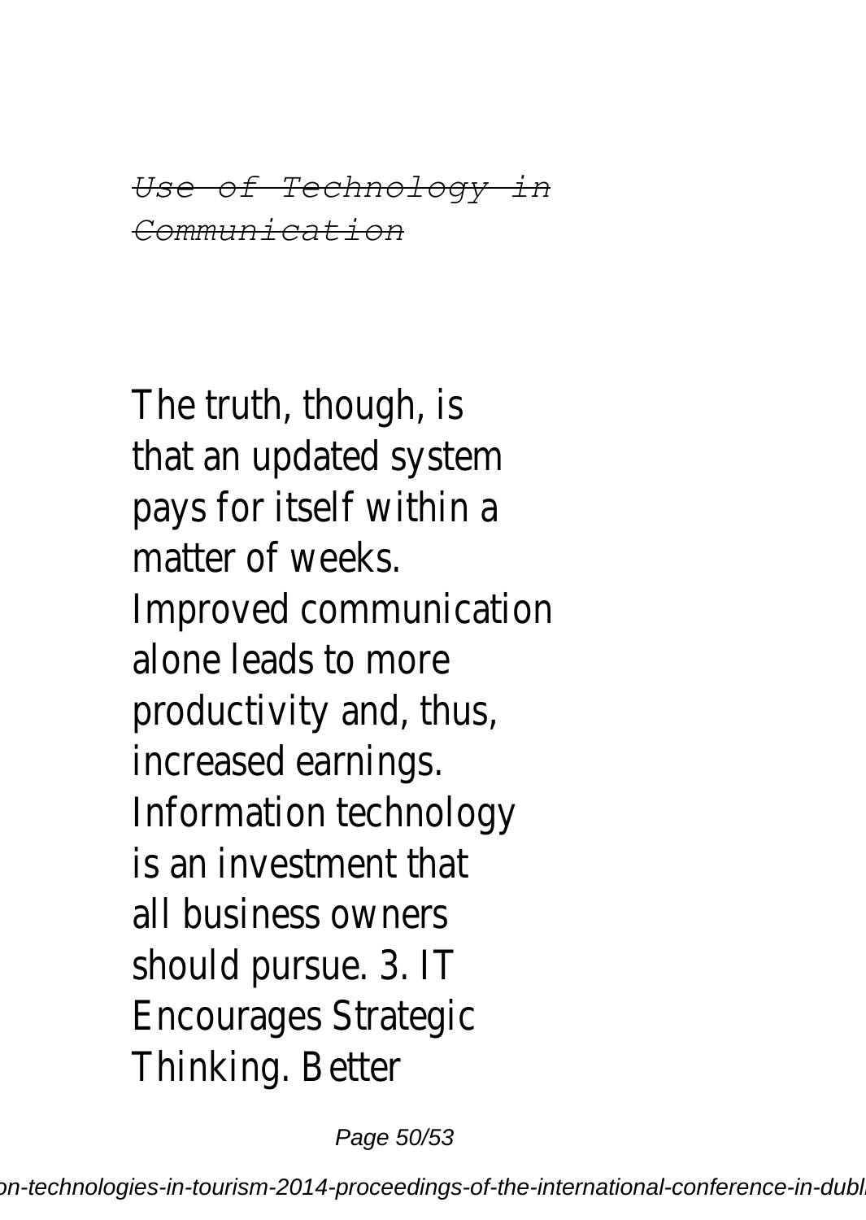*Use of Technology in Communication*

The truth, though, is that an updated system pays for itself within a matter of weeks. Improved communication alone leads to more productivity and, thus, increased earnings. Information technology is an investment that all business owners should pursue. 3. IT Encourages Strategic Thinking. Better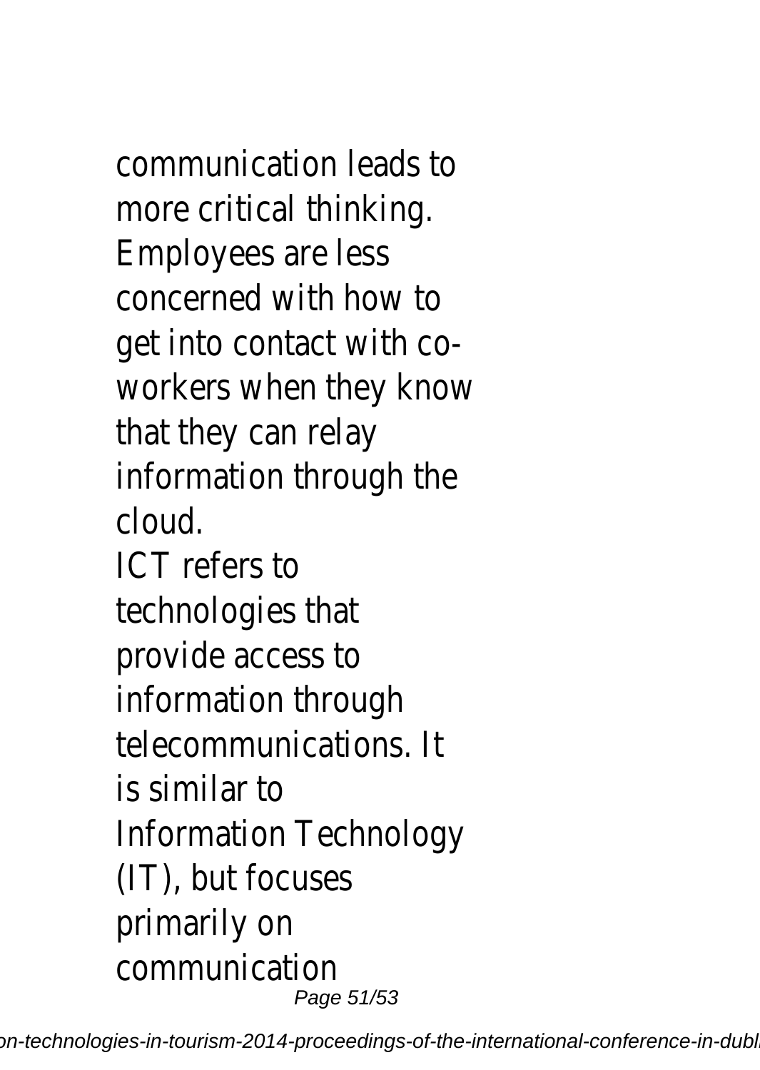communication leads to more critical thinking. Employees are less concerned with how to get into contact with co-workers when they know that they can relay information through the cloud.

ICT refers to technologies that provide access to information through telecommunications. It is similar to Information Technology (IT), but focuses primarily on communication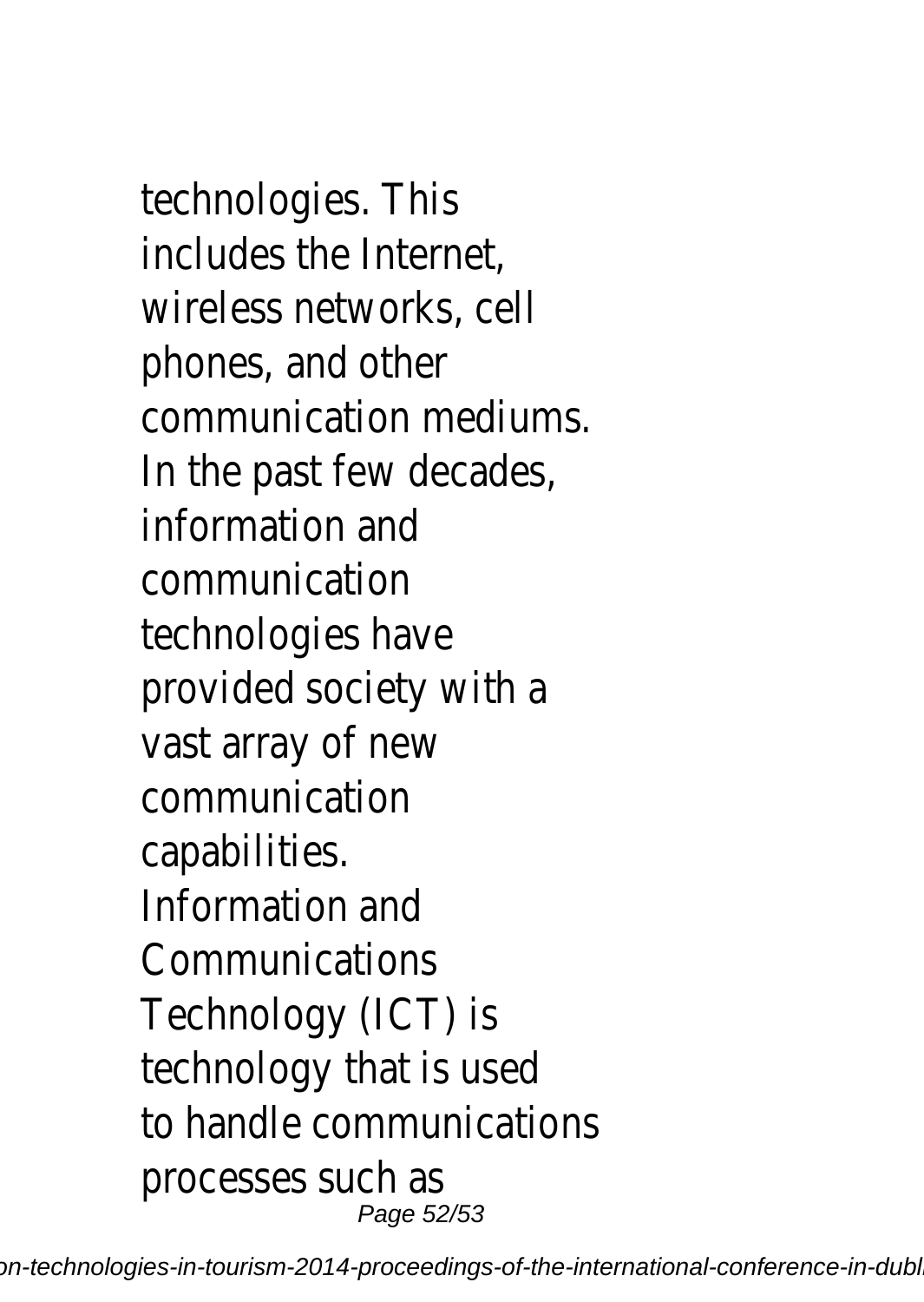technologies. This includes the Internet, wireless networks, cell phones, and other communication mediums. In the past few decades, information and communication technologies have provided society with a vast array of new communication capabilities. Information and Communications Technology (ICT) is technology that is used to handle communications processes such as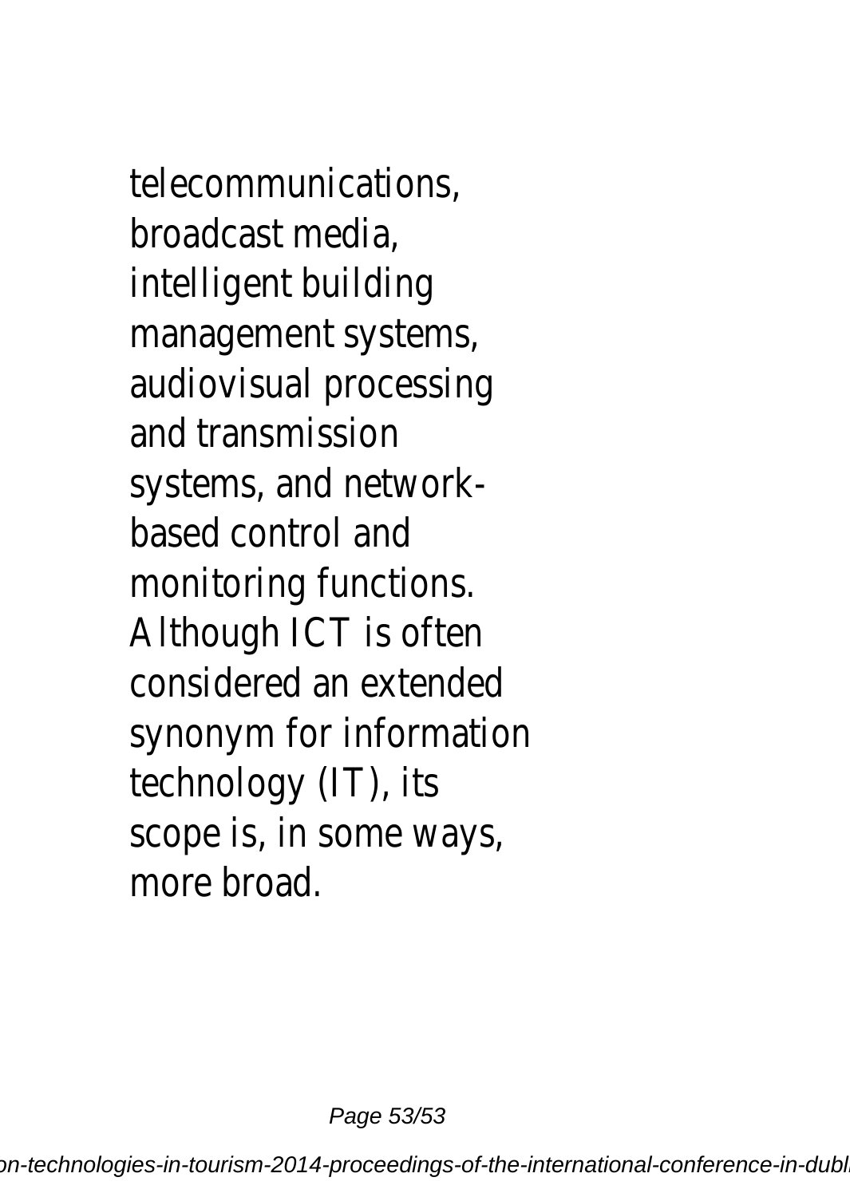telecommunications, broadcast media, intelligent building management systems, audiovisual processing and transmission systems, and network-based control and monitoring functions. Although ICT is often considered an extended synonym for information technology (IT), its scope is, in some ways, more broad.